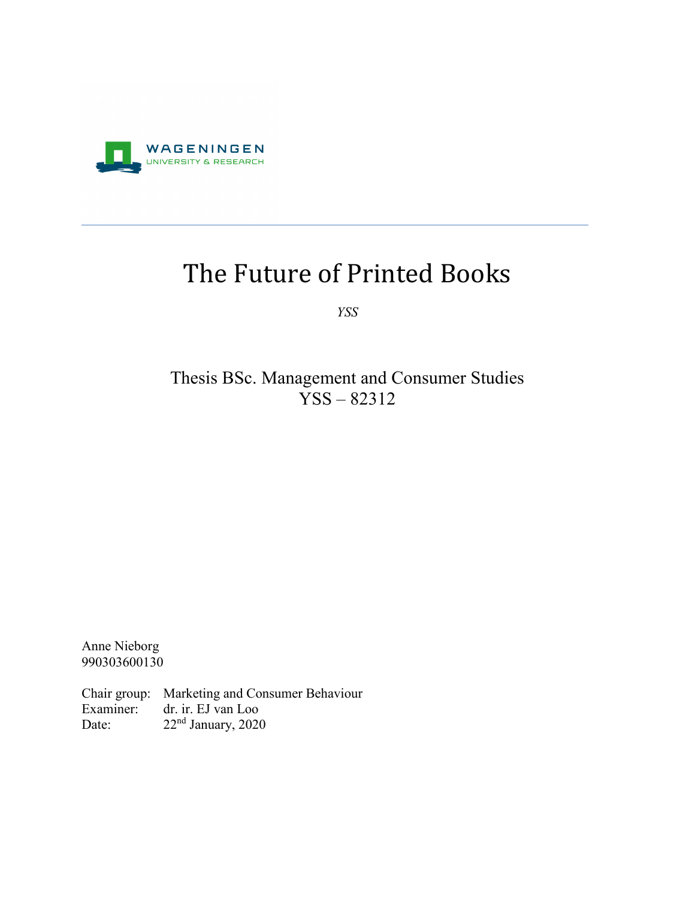WAGENINGEN
UNIVERSITY & RESEARCH

---

# The Future of Printed Books

*YSS*

Thesis BSc. Management and Consumer Studies
YSS – 82312

Anne Nieborg
990303600130

Chair group: Marketing and Consumer Behaviour
Examiner: dr. ir. EJ van Loo
Date: 22nd January, 2020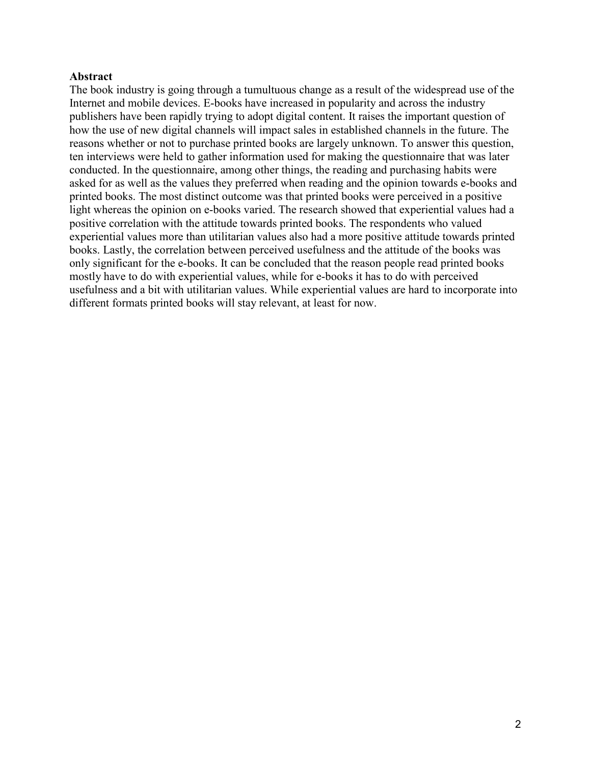## Abstract

The book industry is going through a tumultuous change as a result of the widespread use of the Internet and mobile devices. E-books have increased in popularity and across the industry publishers have been rapidly trying to adopt digital content. It raises the important question of how the use of new digital channels will impact sales in established channels in the future. The reasons whether or not to purchase printed books are largely unknown. To answer this question, ten interviews were held to gather information used for making the questionnaire that was later conducted. In the questionnaire, among other things, the reading and purchasing habits were asked for as well as the values they preferred when reading and the opinion towards e-books and printed books. The most distinct outcome was that printed books were perceived in a positive light whereas the opinion on e-books varied. The research showed that experiential values had a positive correlation with the attitude towards printed books. The respondents who valued experiential values more than utilitarian values also had a more positive attitude towards printed books. Lastly, the correlation between perceived usefulness and the attitude of the books was only significant for the e-books. It can be concluded that the reason people read printed books mostly have to do with experiential values, while for e-books it has to do with perceived usefulness and a bit with utilitarian values. While experiential values are hard to incorporate into different formats printed books will stay relevant, at least for now.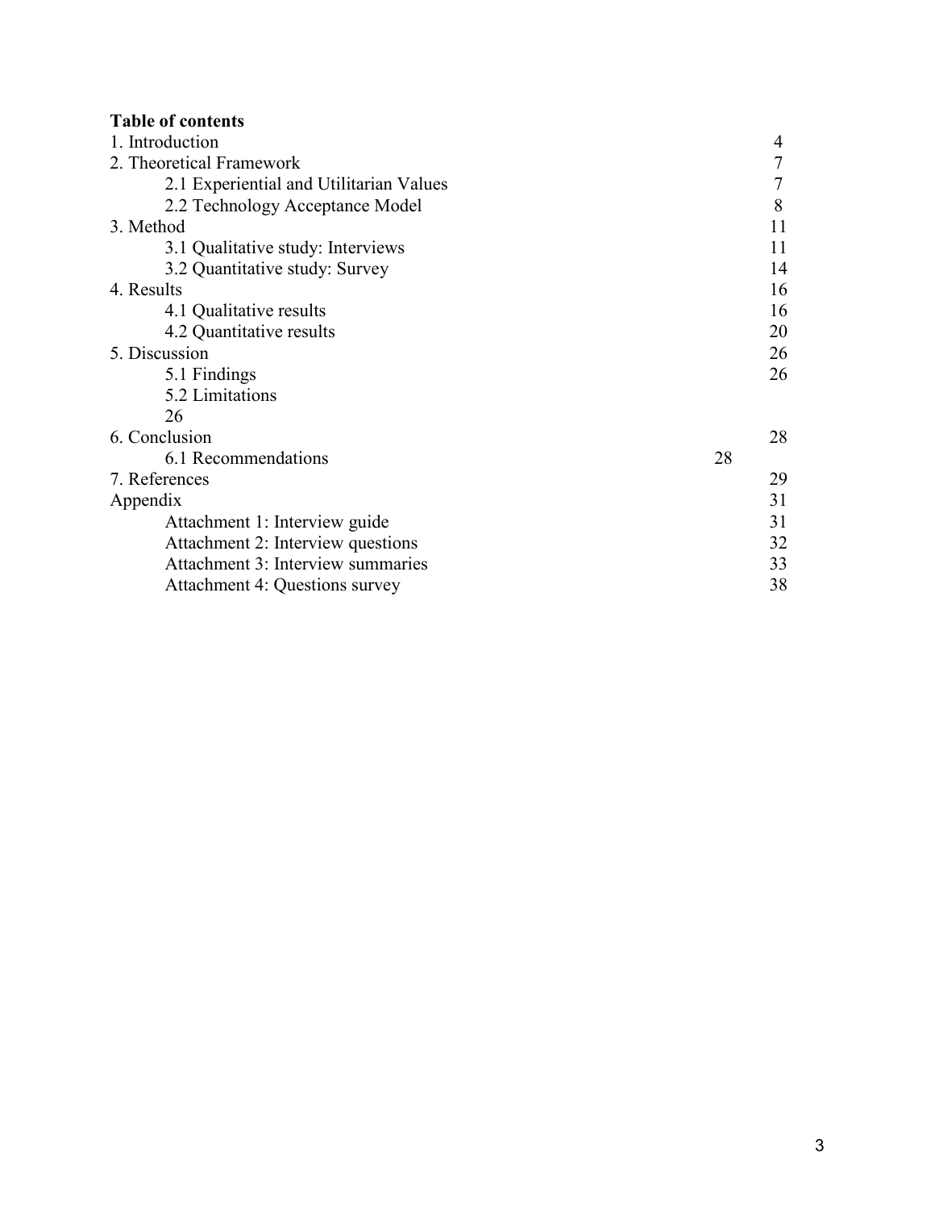**Table of contents**

| | |
|---|---|
| 1. Introduction | 4 |
| 2. Theoretical Framework | 7 |
| 2.1 Experiential and Utilitarian Values | 7 |
| 2.2 Technology Acceptance Model | 8 |
| 3. Method | 11 |
| 3.1 Qualitative study: Interviews | 11 |
| 3.2 Quantitative study: Survey | 14 |
| 4. Results | 16 |
| 4.1 Qualitative results | 16 |
| 4.2 Quantitative results | 20 |
| 5. Discussion | 26 |
| 5.1 Findings | 26 |
| 5.2 Limitations | 26 |
| 6. Conclusion | 28 |
| 6.1 Recommendations | 28 |
| 7. References | 29 |
| Appendix | 31 |
| Attachment 1: Interview guide | 31 |
| Attachment 2: Interview questions | 32 |
| Attachment 3: Interview summaries | 33 |
| Attachment 4: Questions survey | 38 |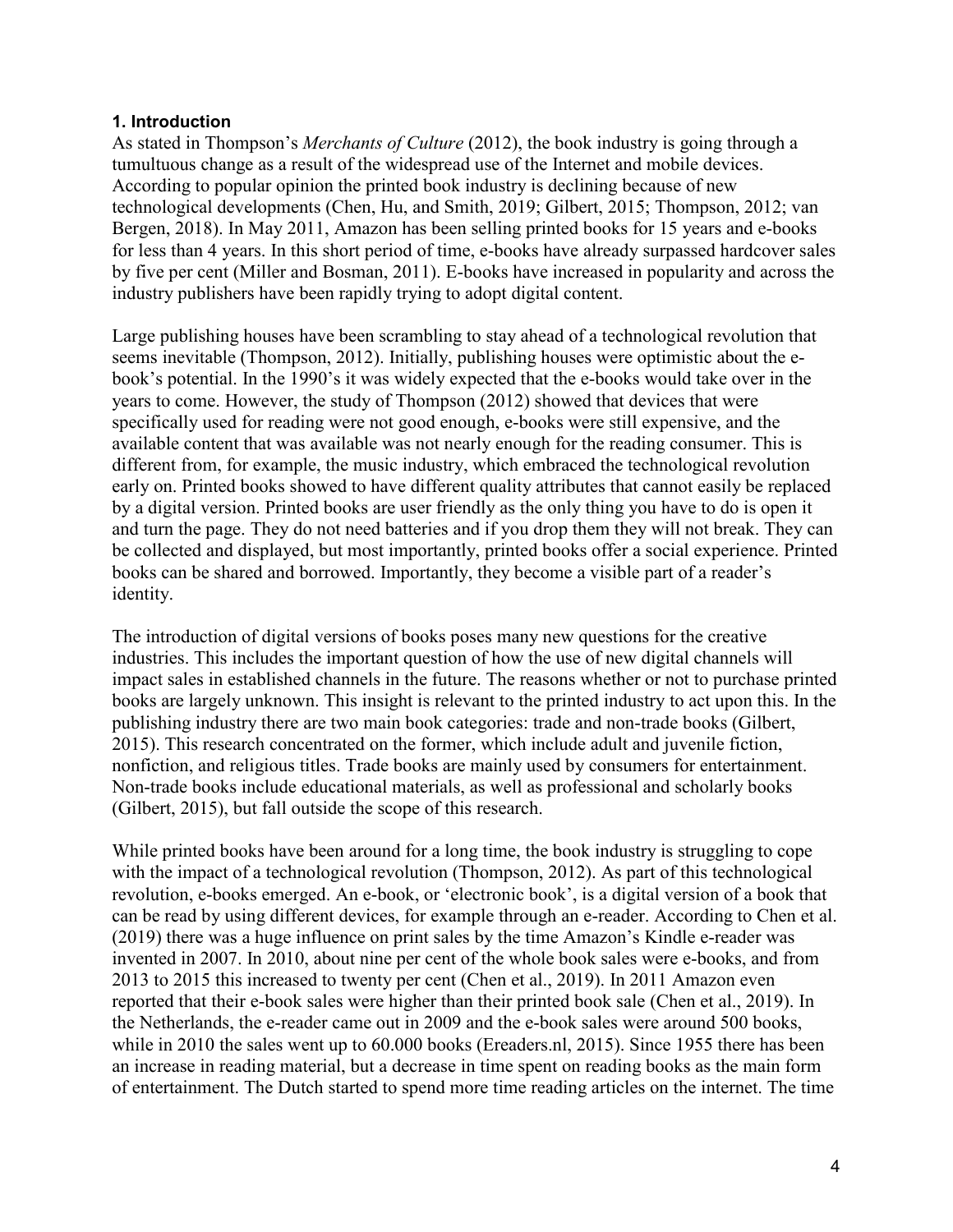## 1. Introduction

As stated in Thompson's *Merchants of Culture* (2012), the book industry is going through a tumultuous change as a result of the widespread use of the Internet and mobile devices. According to popular opinion the printed book industry is declining because of new technological developments (Chen, Hu, and Smith, 2019; Gilbert, 2015; Thompson, 2012; van Bergen, 2018). In May 2011, Amazon has been selling printed books for 15 years and e-books for less than 4 years. In this short period of time, e-books have already surpassed hardcover sales by five per cent (Miller and Bosman, 2011). E-books have increased in popularity and across the industry publishers have been rapidly trying to adopt digital content.

Large publishing houses have been scrambling to stay ahead of a technological revolution that seems inevitable (Thompson, 2012). Initially, publishing houses were optimistic about the e-book's potential. In the 1990's it was widely expected that the e-books would take over in the years to come. However, the study of Thompson (2012) showed that devices that were specifically used for reading were not good enough, e-books were still expensive, and the available content that was available was not nearly enough for the reading consumer. This is different from, for example, the music industry, which embraced the technological revolution early on. Printed books showed to have different quality attributes that cannot easily be replaced by a digital version. Printed books are user friendly as the only thing you have to do is open it and turn the page. They do not need batteries and if you drop them they will not break. They can be collected and displayed, but most importantly, printed books offer a social experience. Printed books can be shared and borrowed. Importantly, they become a visible part of a reader's identity.

The introduction of digital versions of books poses many new questions for the creative industries. This includes the important question of how the use of new digital channels will impact sales in established channels in the future. The reasons whether or not to purchase printed books are largely unknown. This insight is relevant to the printed industry to act upon this. In the publishing industry there are two main book categories: trade and non-trade books (Gilbert, 2015). This research concentrated on the former, which include adult and juvenile fiction, nonfiction, and religious titles. Trade books are mainly used by consumers for entertainment. Non-trade books include educational materials, as well as professional and scholarly books (Gilbert, 2015), but fall outside the scope of this research.

While printed books have been around for a long time, the book industry is struggling to cope with the impact of a technological revolution (Thompson, 2012). As part of this technological revolution, e-books emerged. An e-book, or 'electronic book', is a digital version of a book that can be read by using different devices, for example through an e-reader. According to Chen et al. (2019) there was a huge influence on print sales by the time Amazon's Kindle e-reader was invented in 2007. In 2010, about nine per cent of the whole book sales were e-books, and from 2013 to 2015 this increased to twenty per cent (Chen et al., 2019). In 2011 Amazon even reported that their e-book sales were higher than their printed book sale (Chen et al., 2019). In the Netherlands, the e-reader came out in 2009 and the e-book sales were around 500 books, while in 2010 the sales went up to 60.000 books (Ereaders.nl, 2015). Since 1955 there has been an increase in reading material, but a decrease in time spent on reading books as the main form of entertainment. The Dutch started to spend more time reading articles on the internet. The time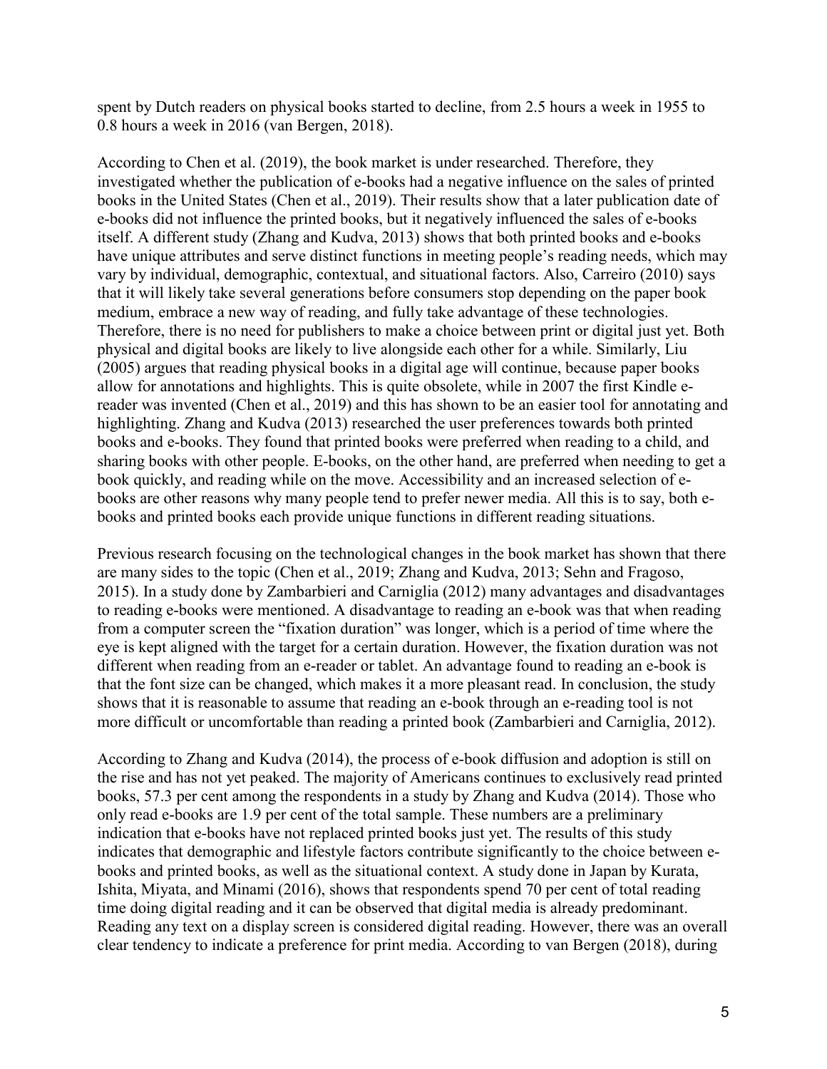spent by Dutch readers on physical books started to decline, from 2.5 hours a week in 1955 to 0.8 hours a week in 2016 (van Bergen, 2018).

According to Chen et al. (2019), the book market is under researched. Therefore, they investigated whether the publication of e-books had a negative influence on the sales of printed books in the United States (Chen et al., 2019). Their results show that a later publication date of e-books did not influence the printed books, but it negatively influenced the sales of e-books itself. A different study (Zhang and Kudva, 2013) shows that both printed books and e-books have unique attributes and serve distinct functions in meeting people's reading needs, which may vary by individual, demographic, contextual, and situational factors. Also, Carreiro (2010) says that it will likely take several generations before consumers stop depending on the paper book medium, embrace a new way of reading, and fully take advantage of these technologies. Therefore, there is no need for publishers to make a choice between print or digital just yet. Both physical and digital books are likely to live alongside each other for a while. Similarly, Liu (2005) argues that reading physical books in a digital age will continue, because paper books allow for annotations and highlights. This is quite obsolete, while in 2007 the first Kindle e-reader was invented (Chen et al., 2019) and this has shown to be an easier tool for annotating and highlighting. Zhang and Kudva (2013) researched the user preferences towards both printed books and e-books. They found that printed books were preferred when reading to a child, and sharing books with other people. E-books, on the other hand, are preferred when needing to get a book quickly, and reading while on the move. Accessibility and an increased selection of e-books are other reasons why many people tend to prefer newer media. All this is to say, both e-books and printed books each provide unique functions in different reading situations.

Previous research focusing on the technological changes in the book market has shown that there are many sides to the topic (Chen et al., 2019; Zhang and Kudva, 2013; Sehn and Fragoso, 2015). In a study done by Zambarbieri and Carniglia (2012) many advantages and disadvantages to reading e-books were mentioned. A disadvantage to reading an e-book was that when reading from a computer screen the "fixation duration" was longer, which is a period of time where the eye is kept aligned with the target for a certain duration. However, the fixation duration was not different when reading from an e-reader or tablet. An advantage found to reading an e-book is that the font size can be changed, which makes it a more pleasant read. In conclusion, the study shows that it is reasonable to assume that reading an e-book through an e-reading tool is not more difficult or uncomfortable than reading a printed book (Zambarbieri and Carniglia, 2012).

According to Zhang and Kudva (2014), the process of e-book diffusion and adoption is still on the rise and has not yet peaked. The majority of Americans continues to exclusively read printed books, 57.3 per cent among the respondents in a study by Zhang and Kudva (2014). Those who only read e-books are 1.9 per cent of the total sample. These numbers are a preliminary indication that e-books have not replaced printed books just yet. The results of this study indicates that demographic and lifestyle factors contribute significantly to the choice between e-books and printed books, as well as the situational context. A study done in Japan by Kurata, Ishita, Miyata, and Minami (2016), shows that respondents spend 70 per cent of total reading time doing digital reading and it can be observed that digital media is already predominant. Reading any text on a display screen is considered digital reading. However, there was an overall clear tendency to indicate a preference for print media. According to van Bergen (2018), during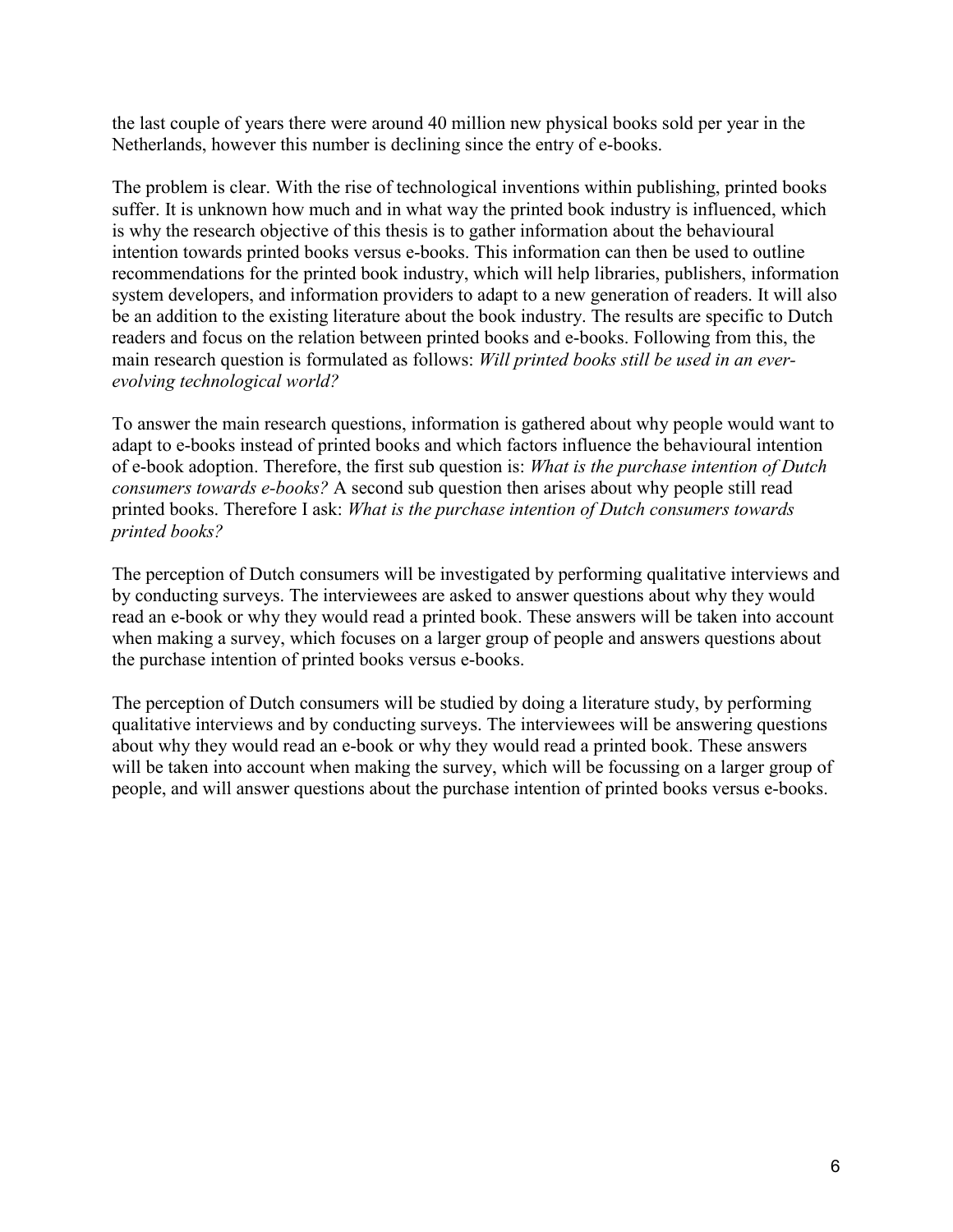the last couple of years there were around 40 million new physical books sold per year in the Netherlands, however this number is declining since the entry of e-books.

The problem is clear. With the rise of technological inventions within publishing, printed books suffer. It is unknown how much and in what way the printed book industry is influenced, which is why the research objective of this thesis is to gather information about the behavioural intention towards printed books versus e-books. This information can then be used to outline recommendations for the printed book industry, which will help libraries, publishers, information system developers, and information providers to adapt to a new generation of readers. It will also be an addition to the existing literature about the book industry. The results are specific to Dutch readers and focus on the relation between printed books and e-books. Following from this, the main research question is formulated as follows: *Will printed books still be used in an ever-evolving technological world?*

To answer the main research questions, information is gathered about why people would want to adapt to e-books instead of printed books and which factors influence the behavioural intention of e-book adoption. Therefore, the first sub question is: *What is the purchase intention of Dutch consumers towards e-books?* A second sub question then arises about why people still read printed books. Therefore I ask: *What is the purchase intention of Dutch consumers towards printed books?*

The perception of Dutch consumers will be investigated by performing qualitative interviews and by conducting surveys. The interviewees are asked to answer questions about why they would read an e-book or why they would read a printed book. These answers will be taken into account when making a survey, which focuses on a larger group of people and answers questions about the purchase intention of printed books versus e-books.

The perception of Dutch consumers will be studied by doing a literature study, by performing qualitative interviews and by conducting surveys. The interviewees will be answering questions about why they would read an e-book or why they would read a printed book. These answers will be taken into account when making the survey, which will be focussing on a larger group of people, and will answer questions about the purchase intention of printed books versus e-books.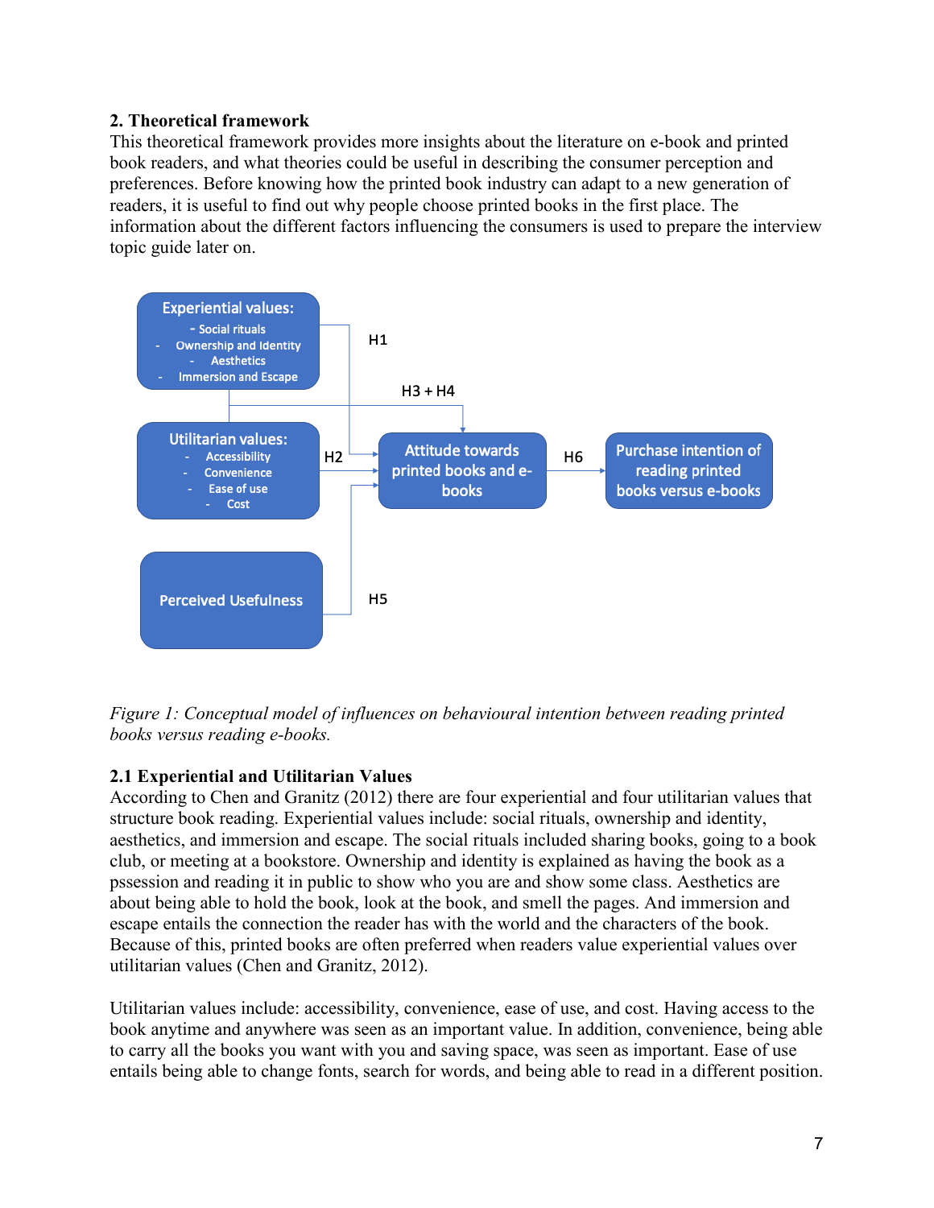## 2. Theoretical framework

This theoretical framework provides more insights about the literature on e-book and printed book readers, and what theories could be useful in describing the consumer perception and preferences. Before knowing how the printed book industry can adapt to a new generation of readers, it is useful to find out why people choose printed books in the first place. The information about the different factors influencing the consumers is used to prepare the interview topic guide later on.

Experiential values:
- Social rituals
- Ownership and Identity
- Aesthetics
- Immersion and Escape

Utilitarian values:
- Accessibility
- Convenience
- Ease of use
- Cost

Perceived Usefulness

Attitude towards printed books and e-books

Purchase intention of reading printed books versus e-books

H1 H2 H3 + H4 H5 H6

*Figure 1: Conceptual model of influences on behavioural intention between reading printed books versus reading e-books.*

### 2.1 Experiential and Utilitarian Values

According to Chen and Granitz (2012) there are four experiential and four utilitarian values that structure book reading. Experiential values include: social rituals, ownership and identity, aesthetics, and immersion and escape. The social rituals included sharing books, going to a book club, or meeting at a bookstore. Ownership and identity is explained as having the book as a pssession and reading it in public to show who you are and show some class. Aesthetics are about being able to hold the book, look at the book, and smell the pages. And immersion and escape entails the connection the reader has with the world and the characters of the book. Because of this, printed books are often preferred when readers value experiential values over utilitarian values (Chen and Granitz, 2012).

Utilitarian values include: accessibility, convenience, ease of use, and cost. Having access to the book anytime and anywhere was seen as an important value. In addition, convenience, being able to carry all the books you want with you and saving space, was seen as important. Ease of use entails being able to change fonts, search for words, and being able to read in a different position.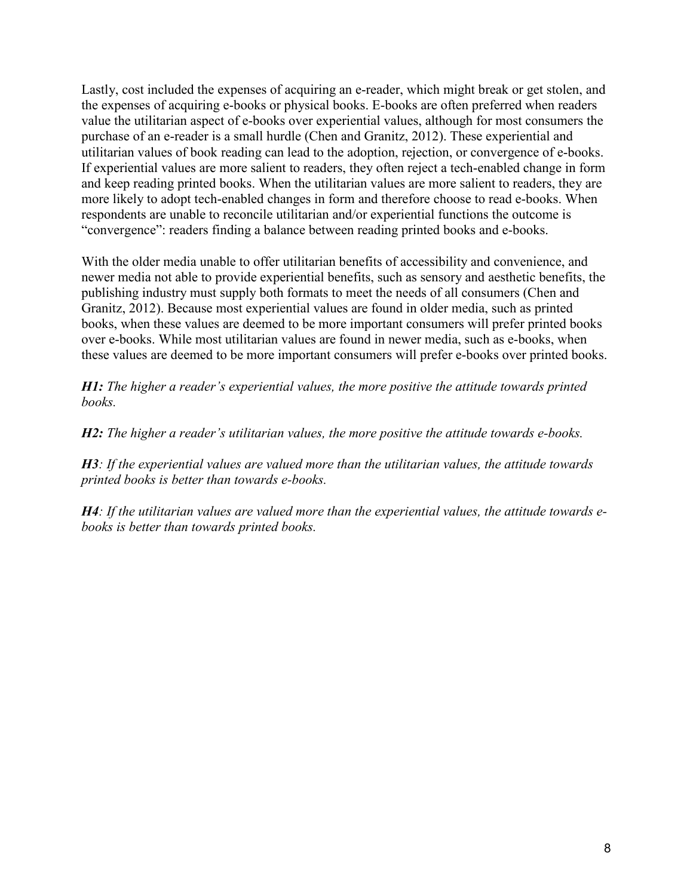Lastly, cost included the expenses of acquiring an e-reader, which might break or get stolen, and the expenses of acquiring e-books or physical books. E-books are often preferred when readers value the utilitarian aspect of e-books over experiential values, although for most consumers the purchase of an e-reader is a small hurdle (Chen and Granitz, 2012). These experiential and utilitarian values of book reading can lead to the adoption, rejection, or convergence of e-books. If experiential values are more salient to readers, they often reject a tech-enabled change in form and keep reading printed books. When the utilitarian values are more salient to readers, they are more likely to adopt tech-enabled changes in form and therefore choose to read e-books. When respondents are unable to reconcile utilitarian and/or experiential functions the outcome is "convergence": readers finding a balance between reading printed books and e-books.

With the older media unable to offer utilitarian benefits of accessibility and convenience, and newer media not able to provide experiential benefits, such as sensory and aesthetic benefits, the publishing industry must supply both formats to meet the needs of all consumers (Chen and Granitz, 2012). Because most experiential values are found in older media, such as printed books, when these values are deemed to be more important consumers will prefer printed books over e-books. While most utilitarian values are found in newer media, such as e-books, when these values are deemed to be more important consumers will prefer e-books over printed books.

***H1:*** *The higher a reader's experiential values, the more positive the attitude towards printed books.*

***H2:*** *The higher a reader's utilitarian values, the more positive the attitude towards e-books.*

***H3****: If the experiential values are valued more than the utilitarian values, the attitude towards printed books is better than towards e-books.*

***H4****: If the utilitarian values are valued more than the experiential values, the attitude towards e-books is better than towards printed books.*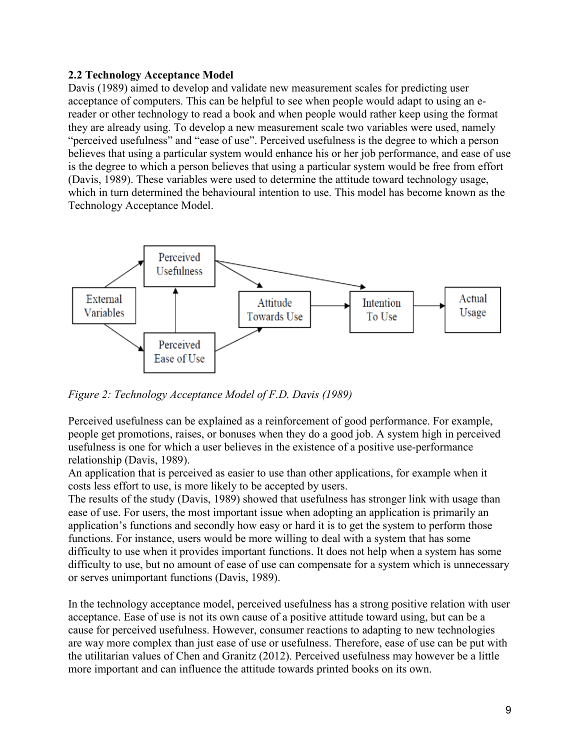### 2.2 Technology Acceptance Model

Davis (1989) aimed to develop and validate new measurement scales for predicting user acceptance of computers. This can be helpful to see when people would adapt to using an e-reader or other technology to read a book and when people would rather keep using the format they are already using. To develop a new measurement scale two variables were used, namely "perceived usefulness" and "ease of use". Perceived usefulness is the degree to which a person believes that using a particular system would enhance his or her job performance, and ease of use is the degree to which a person believes that using a particular system would be free from effort (Davis, 1989). These variables were used to determine the attitude toward technology usage, which in turn determined the behavioural intention to use. This model has become known as the Technology Acceptance Model.

*Figure 2: Technology Acceptance Model of F.D. Davis (1989)*

Perceived usefulness can be explained as a reinforcement of good performance. For example, people get promotions, raises, or bonuses when they do a good job. A system high in perceived usefulness is one for which a user believes in the existence of a positive use-performance relationship (Davis, 1989).
An application that is perceived as easier to use than other applications, for example when it costs less effort to use, is more likely to be accepted by users.
The results of the study (Davis, 1989) showed that usefulness has stronger link with usage than ease of use. For users, the most important issue when adopting an application is primarily an application's functions and secondly how easy or hard it is to get the system to perform those functions. For instance, users would be more willing to deal with a system that has some difficulty to use when it provides important functions. It does not help when a system has some difficulty to use, but no amount of ease of use can compensate for a system which is unnecessary or serves unimportant functions (Davis, 1989).

In the technology acceptance model, perceived usefulness has a strong positive relation with user acceptance. Ease of use is not its own cause of a positive attitude toward using, but can be a cause for perceived usefulness. However, consumer reactions to adapting to new technologies are way more complex than just ease of use or usefulness. Therefore, ease of use can be put with the utilitarian values of Chen and Granitz (2012). Perceived usefulness may however be a little more important and can influence the attitude towards printed books on its own.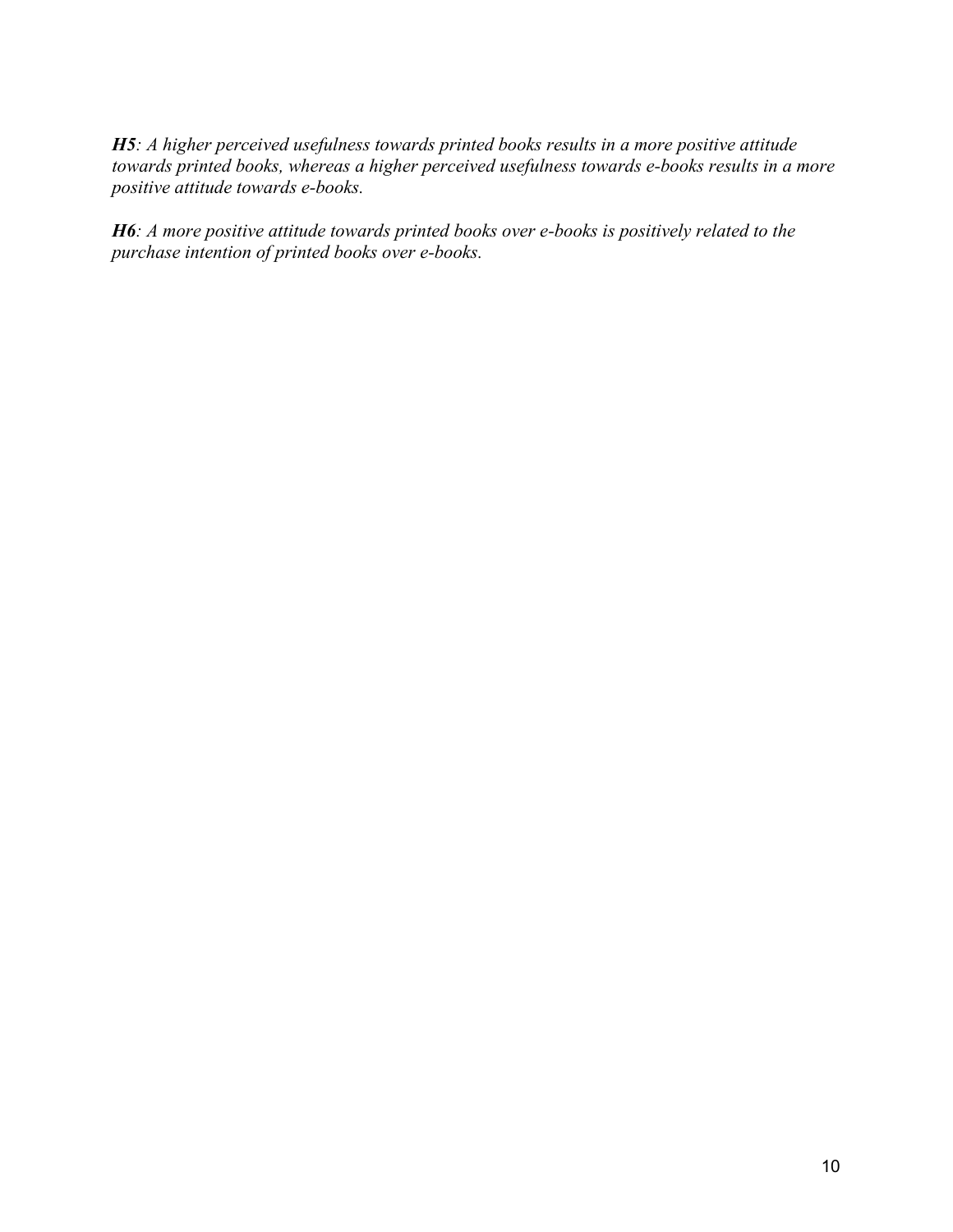***H5**: A higher perceived usefulness towards printed books results in a more positive attitude towards printed books, whereas a higher perceived usefulness towards e-books results in a more positive attitude towards e-books.*

***H6**: A more positive attitude towards printed books over e-books is positively related to the purchase intention of printed books over e-books.*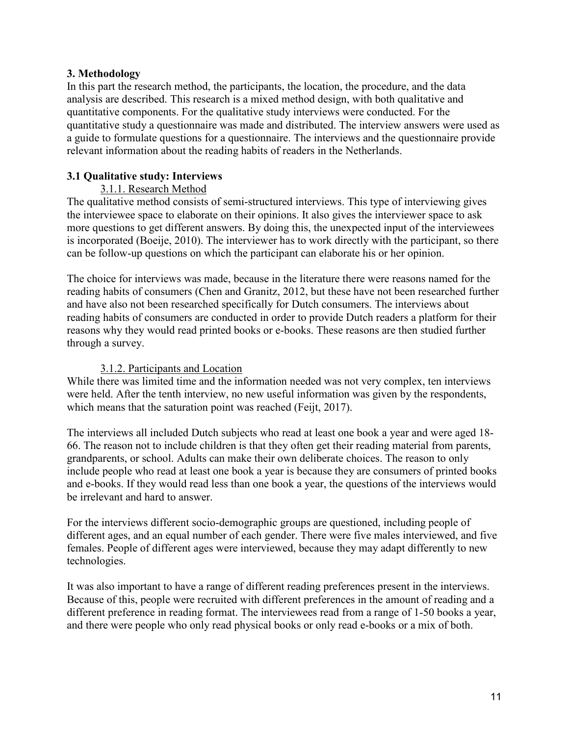## 3. Methodology

In this part the research method, the participants, the location, the procedure, and the data analysis are described. This research is a mixed method design, with both qualitative and quantitative components. For the qualitative study interviews were conducted. For the quantitative study a questionnaire was made and distributed. The interview answers were used as a guide to formulate questions for a questionnaire. The interviews and the questionnaire provide relevant information about the reading habits of readers in the Netherlands.

### 3.1 Qualitative study: Interviews

#### 3.1.1. Research Method

The qualitative method consists of semi-structured interviews. This type of interviewing gives the interviewee space to elaborate on their opinions. It also gives the interviewer space to ask more questions to get different answers. By doing this, the unexpected input of the interviewees is incorporated (Boeije, 2010). The interviewer has to work directly with the participant, so there can be follow-up questions on which the participant can elaborate his or her opinion.

The choice for interviews was made, because in the literature there were reasons named for the reading habits of consumers (Chen and Granitz, 2012, but these have not been researched further and have also not been researched specifically for Dutch consumers. The interviews about reading habits of consumers are conducted in order to provide Dutch readers a platform for their reasons why they would read printed books or e-books. These reasons are then studied further through a survey.

#### 3.1.2. Participants and Location

While there was limited time and the information needed was not very complex, ten interviews were held. After the tenth interview, no new useful information was given by the respondents, which means that the saturation point was reached (Feijt, 2017).

The interviews all included Dutch subjects who read at least one book a year and were aged 18-66. The reason not to include children is that they often get their reading material from parents, grandparents, or school. Adults can make their own deliberate choices. The reason to only include people who read at least one book a year is because they are consumers of printed books and e-books. If they would read less than one book a year, the questions of the interviews would be irrelevant and hard to answer.

For the interviews different socio-demographic groups are questioned, including people of different ages, and an equal number of each gender. There were five males interviewed, and five females. People of different ages were interviewed, because they may adapt differently to new technologies.

It was also important to have a range of different reading preferences present in the interviews. Because of this, people were recruited with different preferences in the amount of reading and a different preference in reading format. The interviewees read from a range of 1-50 books a year, and there were people who only read physical books or only read e-books or a mix of both.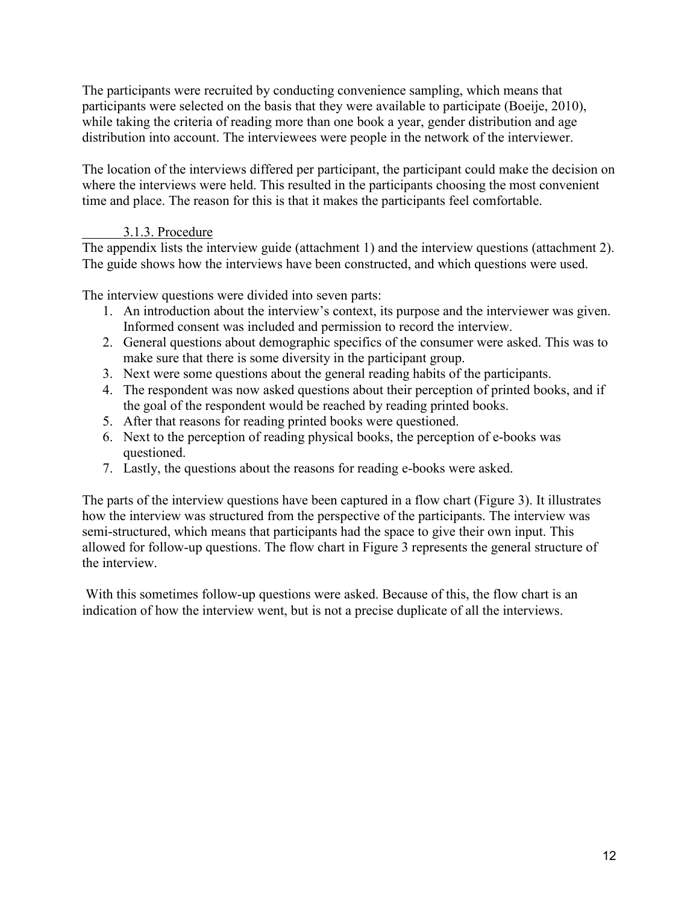The participants were recruited by conducting convenience sampling, which means that participants were selected on the basis that they were available to participate (Boeije, 2010), while taking the criteria of reading more than one book a year, gender distribution and age distribution into account. The interviewees were people in the network of the interviewer.

The location of the interviews differed per participant, the participant could make the decision on where the interviews were held. This resulted in the participants choosing the most convenient time and place. The reason for this is that it makes the participants feel comfortable.

### 3.1.3. Procedure

The appendix lists the interview guide (attachment 1) and the interview questions (attachment 2). The guide shows how the interviews have been constructed, and which questions were used.

The interview questions were divided into seven parts:

1. An introduction about the interview's context, its purpose and the interviewer was given. Informed consent was included and permission to record the interview.
2. General questions about demographic specifics of the consumer were asked. This was to make sure that there is some diversity in the participant group.
3. Next were some questions about the general reading habits of the participants.
4. The respondent was now asked questions about their perception of printed books, and if the goal of the respondent would be reached by reading printed books.
5. After that reasons for reading printed books were questioned.
6. Next to the perception of reading physical books, the perception of e-books was questioned.
7. Lastly, the questions about the reasons for reading e-books were asked.

The parts of the interview questions have been captured in a flow chart (Figure 3). It illustrates how the interview was structured from the perspective of the participants. The interview was semi-structured, which means that participants had the space to give their own input. This allowed for follow-up questions. The flow chart in Figure 3 represents the general structure of the interview.

With this sometimes follow-up questions were asked. Because of this, the flow chart is an indication of how the interview went, but is not a precise duplicate of all the interviews.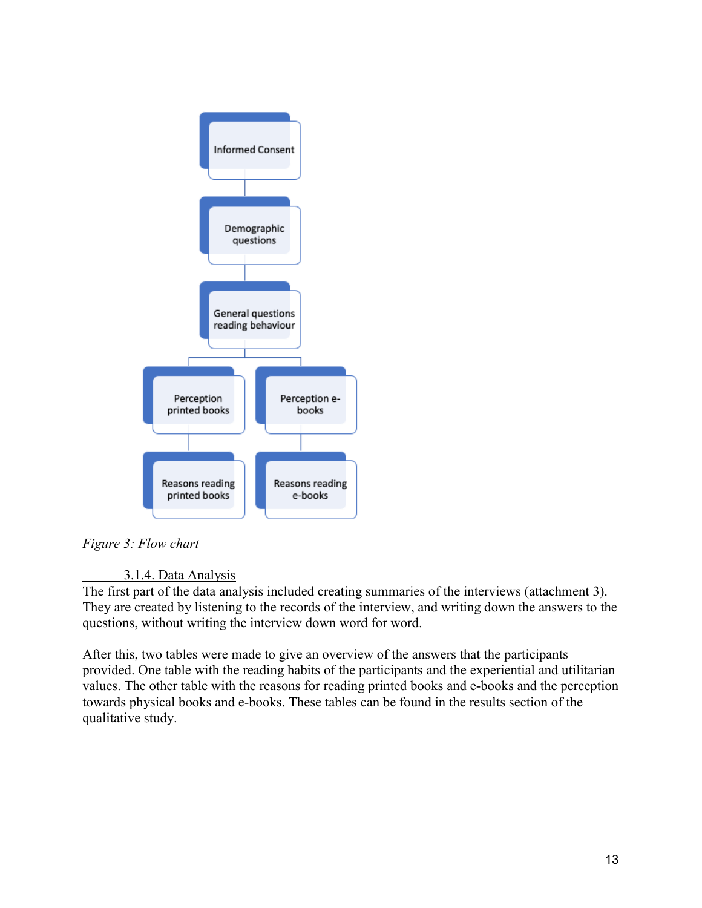Informed Consent

Demographic questions

General questions reading behaviour

Perception printed books

Perception e-books

Reasons reading printed books

Reasons reading e-books

*Figure 3: Flow chart*

### 3.1.4. Data Analysis

The first part of the data analysis included creating summaries of the interviews (attachment 3). They are created by listening to the records of the interview, and writing down the answers to the questions, without writing the interview down word for word.

After this, two tables were made to give an overview of the answers that the participants provided. One table with the reading habits of the participants and the experiential and utilitarian values. The other table with the reasons for reading printed books and e-books and the perception towards physical books and e-books. These tables can be found in the results section of the qualitative study.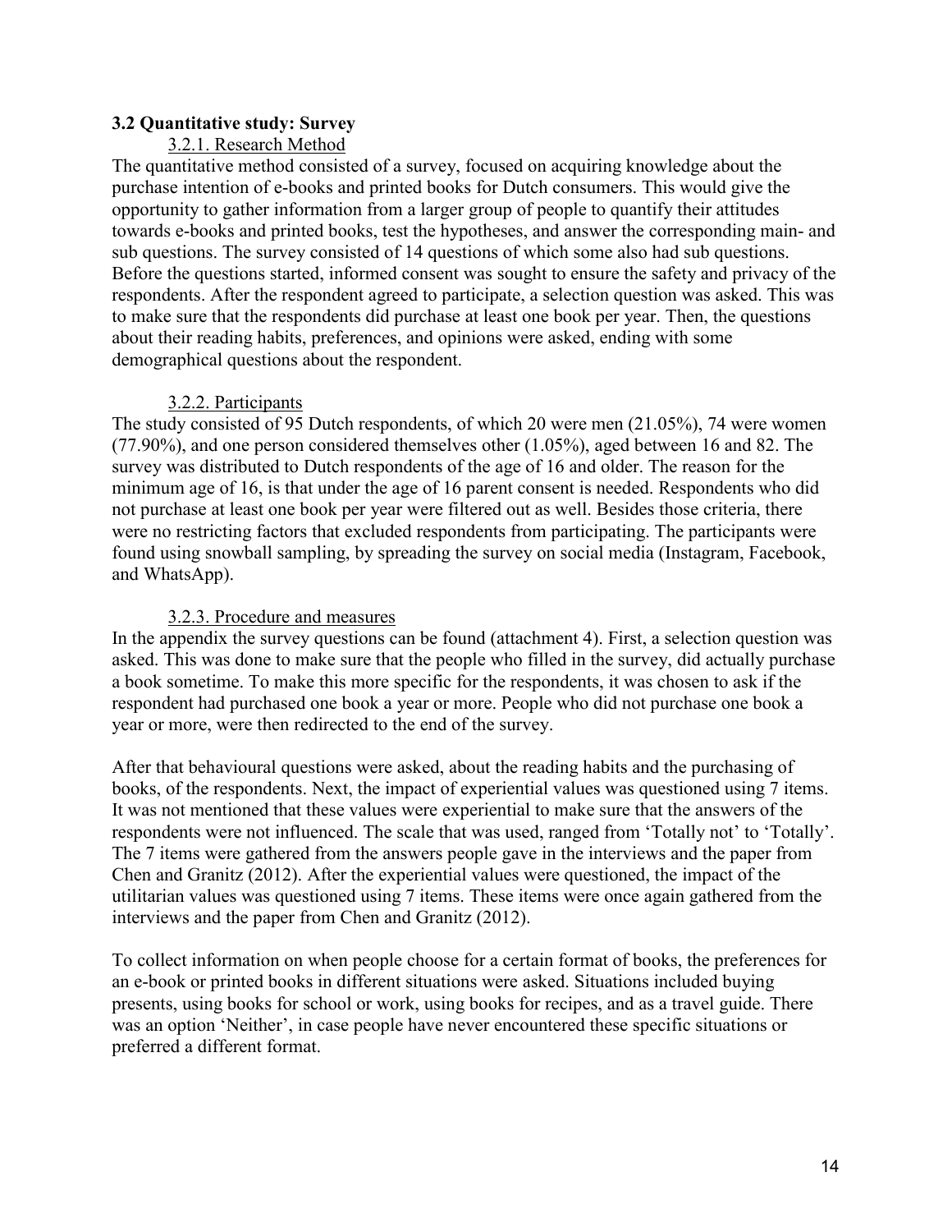### 3.2 Quantitative study: Survey

#### 3.2.1. Research Method

The quantitative method consisted of a survey, focused on acquiring knowledge about the purchase intention of e-books and printed books for Dutch consumers. This would give the opportunity to gather information from a larger group of people to quantify their attitudes towards e-books and printed books, test the hypotheses, and answer the corresponding main- and sub questions. The survey consisted of 14 questions of which some also had sub questions. Before the questions started, informed consent was sought to ensure the safety and privacy of the respondents. After the respondent agreed to participate, a selection question was asked. This was to make sure that the respondents did purchase at least one book per year. Then, the questions about their reading habits, preferences, and opinions were asked, ending with some demographical questions about the respondent.

#### 3.2.2. Participants

The study consisted of 95 Dutch respondents, of which 20 were men (21.05%), 74 were women (77.90%), and one person considered themselves other (1.05%), aged between 16 and 82. The survey was distributed to Dutch respondents of the age of 16 and older. The reason for the minimum age of 16, is that under the age of 16 parent consent is needed. Respondents who did not purchase at least one book per year were filtered out as well. Besides those criteria, there were no restricting factors that excluded respondents from participating. The participants were found using snowball sampling, by spreading the survey on social media (Instagram, Facebook, and WhatsApp).

#### 3.2.3. Procedure and measures

In the appendix the survey questions can be found (attachment 4). First, a selection question was asked. This was done to make sure that the people who filled in the survey, did actually purchase a book sometime. To make this more specific for the respondents, it was chosen to ask if the respondent had purchased one book a year or more. People who did not purchase one book a year or more, were then redirected to the end of the survey.

After that behavioural questions were asked, about the reading habits and the purchasing of books, of the respondents. Next, the impact of experiential values was questioned using 7 items. It was not mentioned that these values were experiential to make sure that the answers of the respondents were not influenced. The scale that was used, ranged from 'Totally not' to 'Totally'. The 7 items were gathered from the answers people gave in the interviews and the paper from Chen and Granitz (2012). After the experiential values were questioned, the impact of the utilitarian values was questioned using 7 items. These items were once again gathered from the interviews and the paper from Chen and Granitz (2012).

To collect information on when people choose for a certain format of books, the preferences for an e-book or printed books in different situations were asked. Situations included buying presents, using books for school or work, using books for recipes, and as a travel guide. There was an option 'Neither', in case people have never encountered these specific situations or preferred a different format.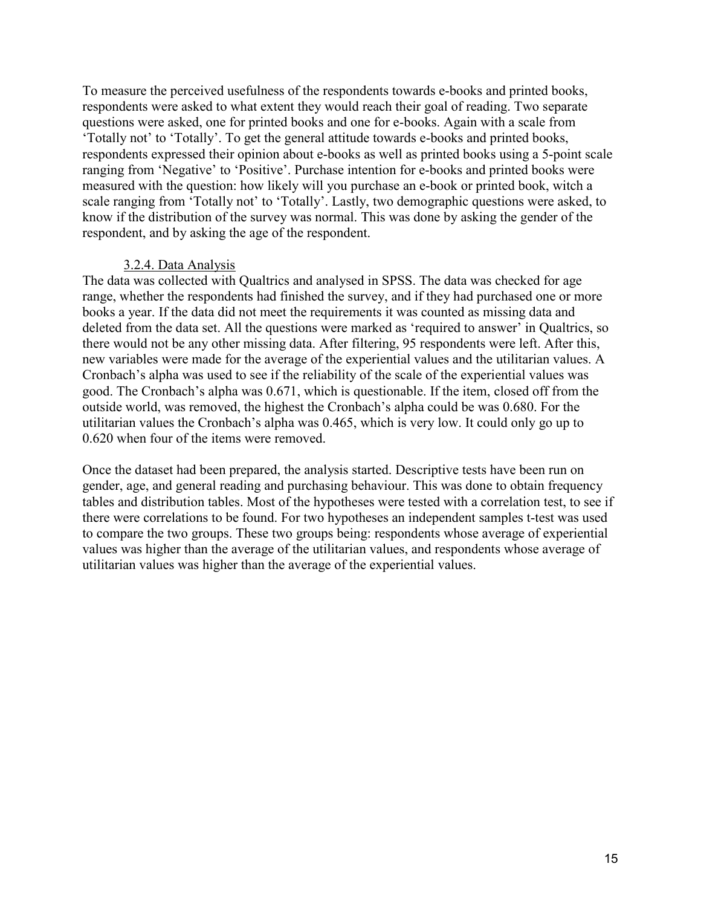To measure the perceived usefulness of the respondents towards e-books and printed books, respondents were asked to what extent they would reach their goal of reading. Two separate questions were asked, one for printed books and one for e-books. Again with a scale from 'Totally not' to 'Totally'. To get the general attitude towards e-books and printed books, respondents expressed their opinion about e-books as well as printed books using a 5-point scale ranging from 'Negative' to 'Positive'. Purchase intention for e-books and printed books were measured with the question: how likely will you purchase an e-book or printed book, witch a scale ranging from 'Totally not' to 'Totally'. Lastly, two demographic questions were asked, to know if the distribution of the survey was normal. This was done by asking the gender of the respondent, and by asking the age of the respondent.

### 3.2.4. Data Analysis

The data was collected with Qualtrics and analysed in SPSS. The data was checked for age range, whether the respondents had finished the survey, and if they had purchased one or more books a year. If the data did not meet the requirements it was counted as missing data and deleted from the data set. All the questions were marked as 'required to answer' in Qualtrics, so there would not be any other missing data. After filtering, 95 respondents were left. After this, new variables were made for the average of the experiential values and the utilitarian values. A Cronbach's alpha was used to see if the reliability of the scale of the experiential values was good. The Cronbach's alpha was 0.671, which is questionable. If the item, closed off from the outside world, was removed, the highest the Cronbach's alpha could be was 0.680. For the utilitarian values the Cronbach's alpha was 0.465, which is very low. It could only go up to 0.620 when four of the items were removed.

Once the dataset had been prepared, the analysis started. Descriptive tests have been run on gender, age, and general reading and purchasing behaviour. This was done to obtain frequency tables and distribution tables. Most of the hypotheses were tested with a correlation test, to see if there were correlations to be found. For two hypotheses an independent samples t-test was used to compare the two groups. These two groups being: respondents whose average of experiential values was higher than the average of the utilitarian values, and respondents whose average of utilitarian values was higher than the average of the experiential values.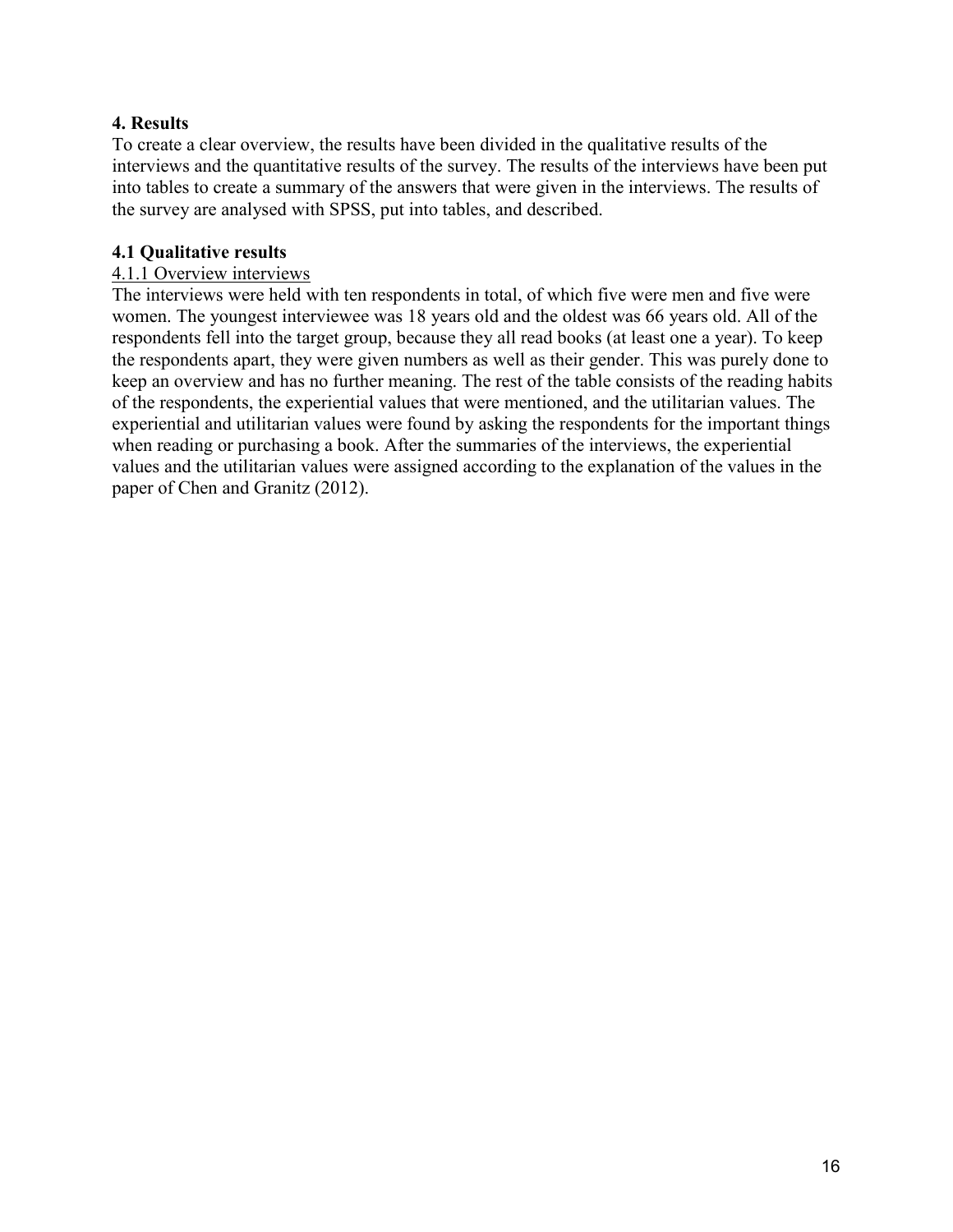## 4. Results

To create a clear overview, the results have been divided in the qualitative results of the interviews and the quantitative results of the survey. The results of the interviews have been put into tables to create a summary of the answers that were given in the interviews. The results of the survey are analysed with SPSS, put into tables, and described.

### 4.1 Qualitative results

#### 4.1.1 Overview interviews

The interviews were held with ten respondents in total, of which five were men and five were women. The youngest interviewee was 18 years old and the oldest was 66 years old. All of the respondents fell into the target group, because they all read books (at least one a year). To keep the respondents apart, they were given numbers as well as their gender. This was purely done to keep an overview and has no further meaning. The rest of the table consists of the reading habits of the respondents, the experiential values that were mentioned, and the utilitarian values. The experiential and utilitarian values were found by asking the respondents for the important things when reading or purchasing a book. After the summaries of the interviews, the experiential values and the utilitarian values were assigned according to the explanation of the values in the paper of Chen and Granitz (2012).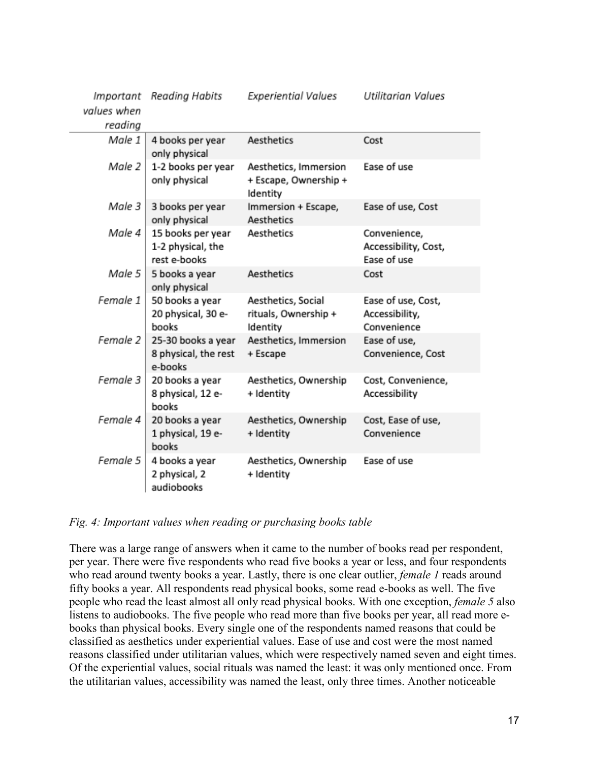| *Important values when reading* | *Reading Habits* | *Experiential Values* | *Utilitarian Values* |
|---|---|---|---|
| *Male 1* | 4 books per year only physical | Aesthetics | Cost |
| *Male 2* | 1-2 books per year only physical | Aesthetics, Immersion + Escape, Ownership + Identity | Ease of use |
| *Male 3* | 3 books per year only physical | Immersion + Escape, Aesthetics | Ease of use, Cost |
| *Male 4* | 15 books per year 1-2 physical, the rest e-books | Aesthetics | Convenience, Accessibility, Cost, Ease of use |
| *Male 5* | 5 books a year only physical | Aesthetics | Cost |
| *Female 1* | 50 books a year 20 physical, 30 e-books | Aesthetics, Social rituals, Ownership + Identity | Ease of use, Cost, Accessibility, Convenience |
| *Female 2* | 25-30 books a year 8 physical, the rest e-books | Aesthetics, Immersion + Escape | Ease of use, Convenience, Cost |
| *Female 3* | 20 books a year 8 physical, 12 e-books | Aesthetics, Ownership + Identity | Cost, Convenience, Accessibility |
| *Female 4* | 20 books a year 1 physical, 19 e-books | Aesthetics, Ownership + Identity | Cost, Ease of use, Convenience |
| *Female 5* | 4 books a year 2 physical, 2 audiobooks | Aesthetics, Ownership + Identity | Ease of use |

*Fig. 4: Important values when reading or purchasing books table*

There was a large range of answers when it came to the number of books read per respondent, per year. There were five respondents who read five books a year or less, and four respondents who read around twenty books a year. Lastly, there is one clear outlier, *female 1* reads around fifty books a year. All respondents read physical books, some read e-books as well. The five people who read the least almost all only read physical books. With one exception, *female 5* also listens to audiobooks. The five people who read more than five books per year, all read more e-books than physical books. Every single one of the respondents named reasons that could be classified as aesthetics under experiential values. Ease of use and cost were the most named reasons classified under utilitarian values, which were respectively named seven and eight times. Of the experiential values, social rituals was named the least: it was only mentioned once. From the utilitarian values, accessibility was named the least, only three times. Another noticeable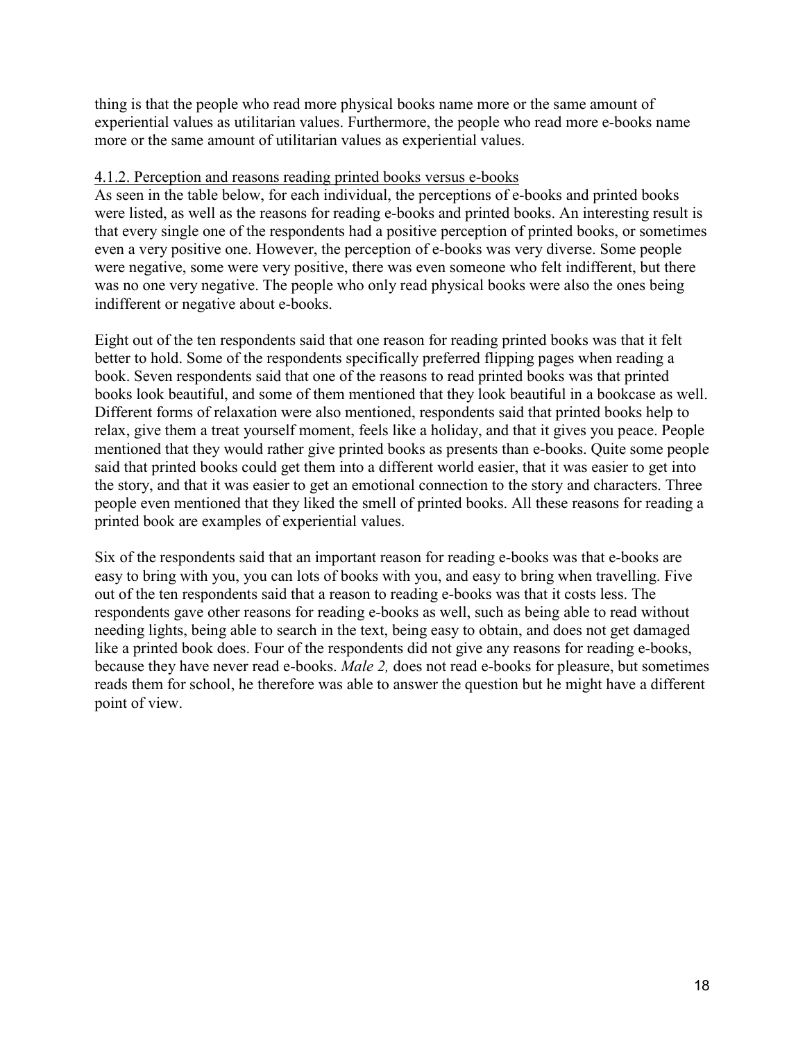thing is that the people who read more physical books name more or the same amount of experiential values as utilitarian values. Furthermore, the people who read more e-books name more or the same amount of utilitarian values as experiential values.

4.1.2. Perception and reasons reading printed books versus e-books

As seen in the table below, for each individual, the perceptions of e-books and printed books were listed, as well as the reasons for reading e-books and printed books. An interesting result is that every single one of the respondents had a positive perception of printed books, or sometimes even a very positive one. However, the perception of e-books was very diverse. Some people were negative, some were very positive, there was even someone who felt indifferent, but there was no one very negative. The people who only read physical books were also the ones being indifferent or negative about e-books.

Eight out of the ten respondents said that one reason for reading printed books was that it felt better to hold. Some of the respondents specifically preferred flipping pages when reading a book. Seven respondents said that one of the reasons to read printed books was that printed books look beautiful, and some of them mentioned that they look beautiful in a bookcase as well. Different forms of relaxation were also mentioned, respondents said that printed books help to relax, give them a treat yourself moment, feels like a holiday, and that it gives you peace. People mentioned that they would rather give printed books as presents than e-books. Quite some people said that printed books could get them into a different world easier, that it was easier to get into the story, and that it was easier to get an emotional connection to the story and characters. Three people even mentioned that they liked the smell of printed books. All these reasons for reading a printed book are examples of experiential values.

Six of the respondents said that an important reason for reading e-books was that e-books are easy to bring with you, you can lots of books with you, and easy to bring when travelling. Five out of the ten respondents said that a reason to reading e-books was that it costs less. The respondents gave other reasons for reading e-books as well, such as being able to read without needing lights, being able to search in the text, being easy to obtain, and does not get damaged like a printed book does. Four of the respondents did not give any reasons for reading e-books, because they have never read e-books. *Male 2,* does not read e-books for pleasure, but sometimes reads them for school, he therefore was able to answer the question but he might have a different point of view.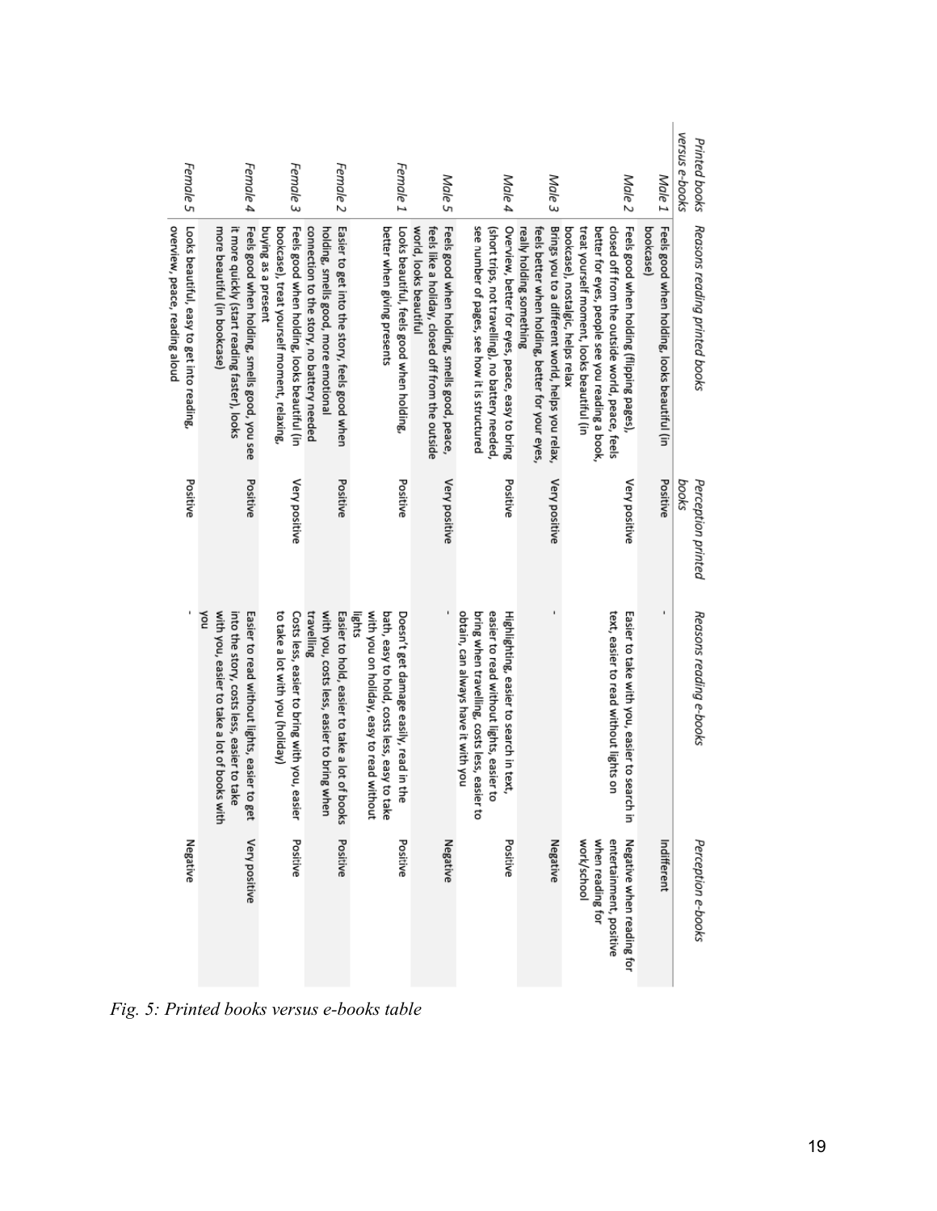| Printed books versus e-books | Reasons reading printed books | Perception printed books | Reasons reading e-books | Perception e-books |
|---|---|---|---|---|
| Male 1 | Feels good when holding, looks beautiful (in bookcase) | Positive | - | Indifferent |
| Male 2 | Feels good when holding (flipping pages), closed off from the outside world, peace, feels better for eyes, people see you reading a book, treat yourself moment, looks beautiful (in bookcase), nostalgic, helps relax | Very positive | Easier to take with you, easier to search in text, easier to read without lights on | Negative when reading for entertainment, positive when reading for work/school |
| Male 3 | Brings you to a different world, helps you relax, feels better when holding, better for your eyes, really holding something | Very positive | - | Negative |
| Male 4 | Overview, better for eyes, peace, easy to bring (short trips, not travelling), no battery needed, see number of pages, see how it is structured | Positive | Highlighting, easier to search in text, easier to read without lights, easier to bring when travelling, costs less, easier to obtain, can always have it with you | Positive |
| Male 5 | Feels good when holding, smells good, peace, feels like a holiday, closed off from the outside world, looks beautiful | Very positive | - | Negative |
| Female 1 | Looks beautiful, feels good when holding, better when giving presents | Positive | Doesn't get damage easily, read in the bath, easy to hold, costs less, easy to take with you on holiday, easy to read without lights | Positive |
| Female 2 | Easier to get into the story, feels good when holding, smells good, more emotional connection to the story, no battery needed | Positive | Easier to hold, easier to take a lot of books with you, costs less, easier to bring when travelling | Positive |
| Female 3 | Feels good when holding, looks beautiful (in bookcase), treat yourself moment, relaxing, buying as a present | Very positive | Costs less, easier to bring with you, easier to take a lot with you (holiday) | Positive |
| Female 4 | Feels good when holding, smells good, you see it more quickly (start reading faster), looks more beautiful (in bookcase) | Positive | Easier to read without lights, easier to get into the story, costs less, easier to take with you, easier to take a lot of books with you | Very positive |
| Female 5 | Looks beautiful, easy to get into reading, overview, peace, reading aloud | Positive | - | Negative |

*Fig. 5: Printed books versus e-books table*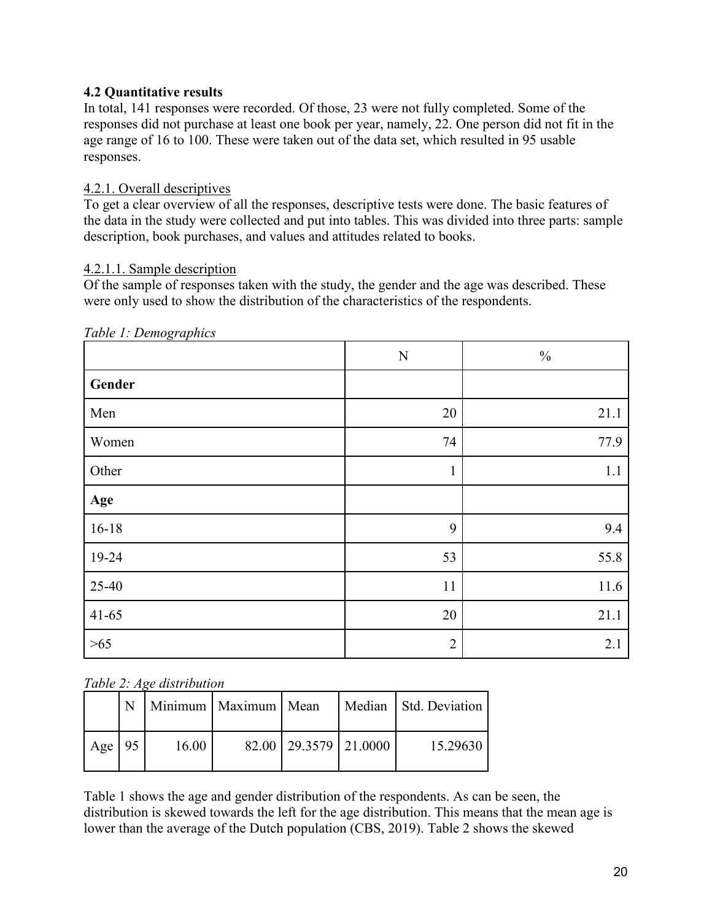## 4.2 Quantitative results

In total, 141 responses were recorded. Of those, 23 were not fully completed. Some of the responses did not purchase at least one book per year, namely, 22. One person did not fit in the age range of 16 to 100. These were taken out of the data set, which resulted in 95 usable responses.

### 4.2.1. Overall descriptives

To get a clear overview of all the responses, descriptive tests were done. The basic features of the data in the study were collected and put into tables. This was divided into three parts: sample description, book purchases, and values and attitudes related to books.

#### 4.2.1.1. Sample description

Of the sample of responses taken with the study, the gender and the age was described. These were only used to show the distribution of the characteristics of the respondents.

*Table 1: Demographics*

| | N | % |
|---|---|---|
| **Gender** | | |
| Men | 20 | 21.1 |
| Women | 74 | 77.9 |
| Other | 1 | 1.1 |
| **Age** | | |
| 16-18 | 9 | 9.4 |
| 19-24 | 53 | 55.8 |
| 25-40 | 11 | 11.6 |
| 41-65 | 20 | 21.1 |
| >65 | 2 | 2.1 |

*Table 2: Age distribution*

| | N | Minimum | Maximum | Mean | Median | Std. Deviation |
|---|---|---|---|---|---|---|
| Age | 95 | 16.00 | 82.00 | 29.3579 | 21.0000 | 15.29630 |

Table 1 shows the age and gender distribution of the respondents. As can be seen, the distribution is skewed towards the left for the age distribution. This means that the mean age is lower than the average of the Dutch population (CBS, 2019). Table 2 shows the skewed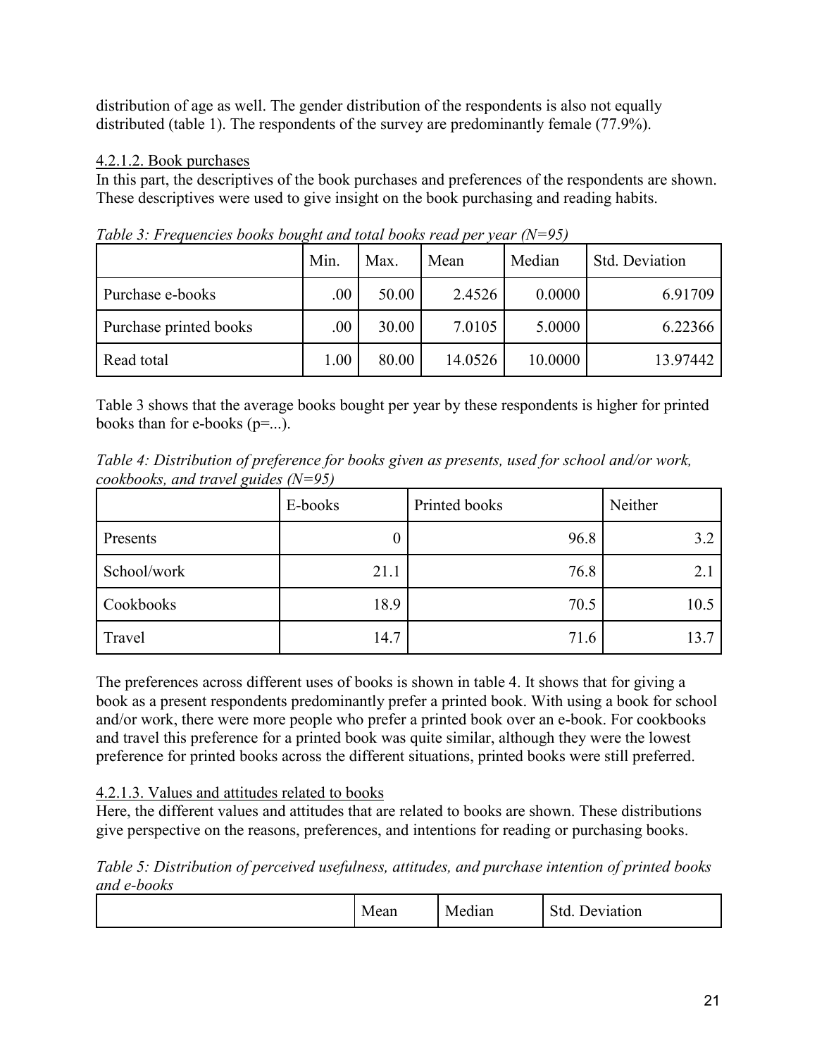distribution of age as well. The gender distribution of the respondents is also not equally distributed (table 1). The respondents of the survey are predominantly female (77.9%).

#### 4.2.1.2. Book purchases

In this part, the descriptives of the book purchases and preferences of the respondents are shown. These descriptives were used to give insight on the book purchasing and reading habits.

*Table 3: Frequencies books bought and total books read per year (N=95)*

| | Min. | Max. | Mean | Median | Std. Deviation |
|---|---|---|---|---|---|
| Purchase e-books | .00 | 50.00 | 2.4526 | 0.0000 | 6.91709 |
| Purchase printed books | .00 | 30.00 | 7.0105 | 5.0000 | 6.22366 |
| Read total | 1.00 | 80.00 | 14.0526 | 10.0000 | 13.97442 |

Table 3 shows that the average books bought per year by these respondents is higher for printed books than for e-books (p=...).

*Table 4: Distribution of preference for books given as presents, used for school and/or work, cookbooks, and travel guides (N=95)*

| | E-books | Printed books | Neither |
|---|---|---|---|
| Presents | 0 | 96.8 | 3.2 |
| School/work | 21.1 | 76.8 | 2.1 |
| Cookbooks | 18.9 | 70.5 | 10.5 |
| Travel | 14.7 | 71.6 | 13.7 |

The preferences across different uses of books is shown in table 4. It shows that for giving a book as a present respondents predominantly prefer a printed book. With using a book for school and/or work, there were more people who prefer a printed book over an e-book. For cookbooks and travel this preference for a printed book was quite similar, although they were the lowest preference for printed books across the different situations, printed books were still preferred.

#### 4.2.1.3. Values and attitudes related to books

Here, the different values and attitudes that are related to books are shown. These distributions give perspective on the reasons, preferences, and intentions for reading or purchasing books.

*Table 5: Distribution of perceived usefulness, attitudes, and purchase intention of printed books and e-books*

| | Mean | Median | Std. Deviation |
|---|---|---|---|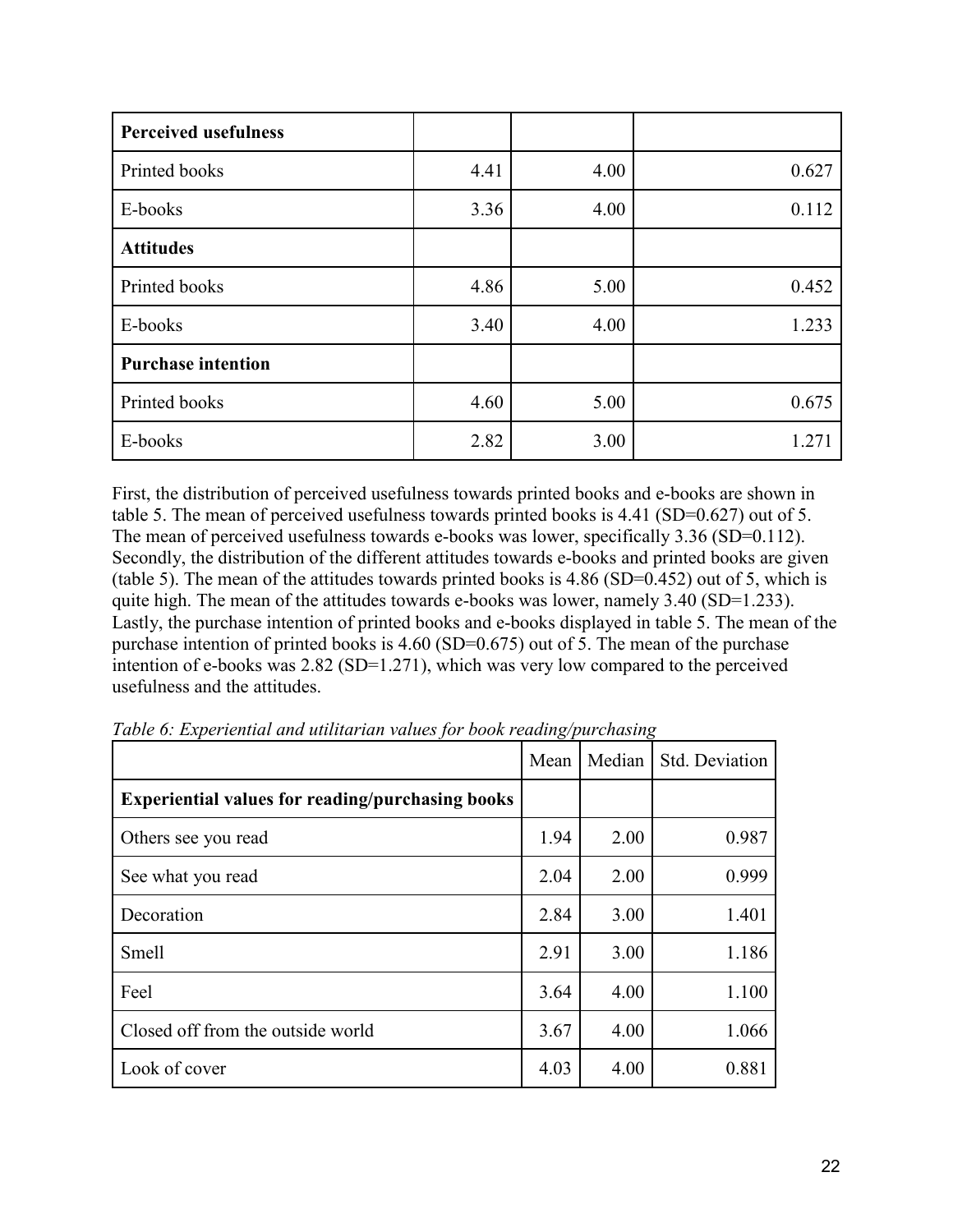| | | | |
|---|---|---|---|
| **Perceived usefulness** | | | |
| Printed books | 4.41 | 4.00 | 0.627 |
| E-books | 3.36 | 4.00 | 0.112 |
| **Attitudes** | | | |
| Printed books | 4.86 | 5.00 | 0.452 |
| E-books | 3.40 | 4.00 | 1.233 |
| **Purchase intention** | | | |
| Printed books | 4.60 | 5.00 | 0.675 |
| E-books | 2.82 | 3.00 | 1.271 |

First, the distribution of perceived usefulness towards printed books and e-books are shown in table 5. The mean of perceived usefulness towards printed books is 4.41 (SD=0.627) out of 5. The mean of perceived usefulness towards e-books was lower, specifically 3.36 (SD=0.112). Secondly, the distribution of the different attitudes towards e-books and printed books are given (table 5). The mean of the attitudes towards printed books is 4.86 (SD=0.452) out of 5, which is quite high. The mean of the attitudes towards e-books was lower, namely 3.40 (SD=1.233). Lastly, the purchase intention of printed books and e-books displayed in table 5. The mean of the purchase intention of printed books is 4.60 (SD=0.675) out of 5. The mean of the purchase intention of e-books was 2.82 (SD=1.271), which was very low compared to the perceived usefulness and the attitudes.

*Table 6: Experiential and utilitarian values for book reading/purchasing*

| | Mean | Median | Std. Deviation |
|---|---|---|---|
| **Experiential values for reading/purchasing books** | | | |
| Others see you read | 1.94 | 2.00 | 0.987 |
| See what you read | 2.04 | 2.00 | 0.999 |
| Decoration | 2.84 | 3.00 | 1.401 |
| Smell | 2.91 | 3.00 | 1.186 |
| Feel | 3.64 | 4.00 | 1.100 |
| Closed off from the outside world | 3.67 | 4.00 | 1.066 |
| Look of cover | 4.03 | 4.00 | 0.881 |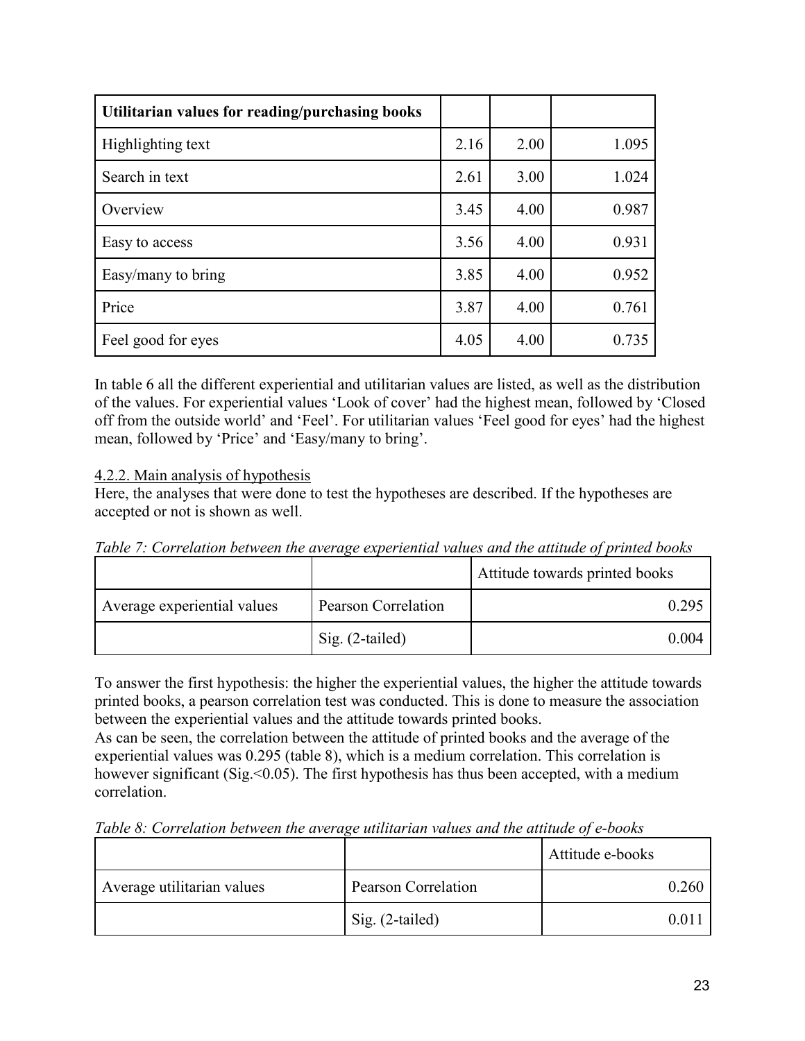| Utilitarian values for reading/purchasing books | | | |
|---|---|---|---|
| Highlighting text | 2.16 | 2.00 | 1.095 |
| Search in text | 2.61 | 3.00 | 1.024 |
| Overview | 3.45 | 4.00 | 0.987 |
| Easy to access | 3.56 | 4.00 | 0.931 |
| Easy/many to bring | 3.85 | 4.00 | 0.952 |
| Price | 3.87 | 4.00 | 0.761 |
| Feel good for eyes | 4.05 | 4.00 | 0.735 |

In table 6 all the different experiential and utilitarian values are listed, as well as the distribution of the values. For experiential values 'Look of cover' had the highest mean, followed by 'Closed off from the outside world' and 'Feel'. For utilitarian values 'Feel good for eyes' had the highest mean, followed by 'Price' and 'Easy/many to bring'.

4.2.2. Main analysis of hypothesis

Here, the analyses that were done to test the hypotheses are described. If the hypotheses are accepted or not is shown as well.

*Table 7: Correlation between the average experiential values and the attitude of printed books*

| | | Attitude towards printed books |
|---|---|---|
| Average experiential values | Pearson Correlation | 0.295 |
| | Sig. (2-tailed) | 0.004 |

To answer the first hypothesis: the higher the experiential values, the higher the attitude towards printed books, a pearson correlation test was conducted. This is done to measure the association between the experiential values and the attitude towards printed books.
As can be seen, the correlation between the attitude of printed books and the average of the experiential values was 0.295 (table 8), which is a medium correlation. This correlation is however significant (Sig.<0.05). The first hypothesis has thus been accepted, with a medium correlation.

*Table 8: Correlation between the average utilitarian values and the attitude of e-books*

| | | Attitude e-books |
|---|---|---|
| Average utilitarian values | Pearson Correlation | 0.260 |
| | Sig. (2-tailed) | 0.011 |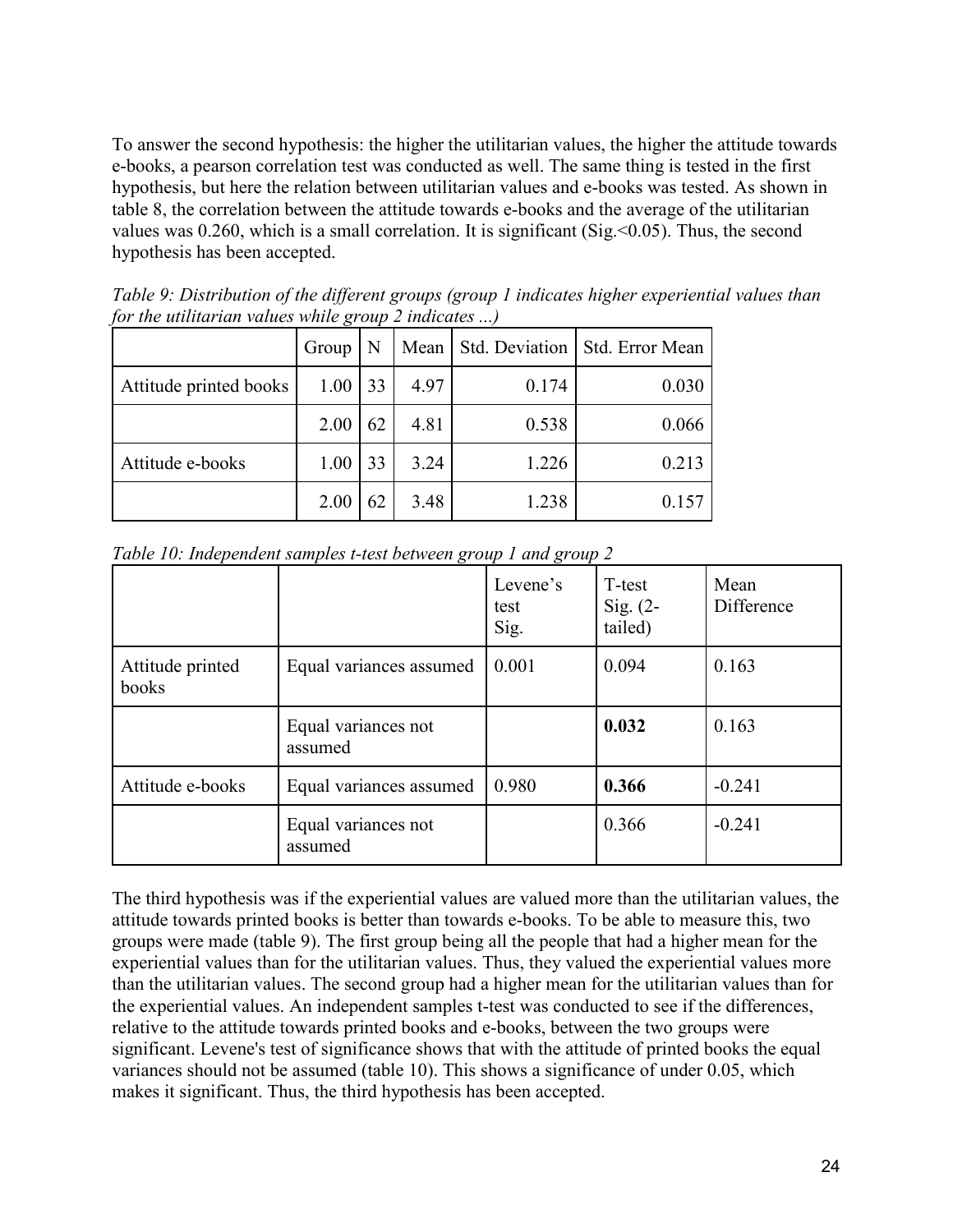To answer the second hypothesis: the higher the utilitarian values, the higher the attitude towards e-books, a pearson correlation test was conducted as well. The same thing is tested in the first hypothesis, but here the relation between utilitarian values and e-books was tested. As shown in table 8, the correlation between the attitude towards e-books and the average of the utilitarian values was 0.260, which is a small correlation. It is significant (Sig.<0.05). Thus, the second hypothesis has been accepted.

*Table 9: Distribution of the different groups (group 1 indicates higher experiential values than for the utilitarian values while group 2 indicates ...)*

| | Group | N | Mean | Std. Deviation | Std. Error Mean |
|---|---|---|---|---|---|
| Attitude printed books | 1.00 | 33 | 4.97 | 0.174 | 0.030 |
| | 2.00 | 62 | 4.81 | 0.538 | 0.066 |
| Attitude e-books | 1.00 | 33 | 3.24 | 1.226 | 0.213 |
| | 2.00 | 62 | 3.48 | 1.238 | 0.157 |

*Table 10: Independent samples t-test between group 1 and group 2*

| | | Levene's test Sig. | T-test Sig. (2-tailed) | Mean Difference |
|---|---|---|---|---|
| Attitude printed books | Equal variances assumed | 0.001 | 0.094 | 0.163 |
| | Equal variances not assumed | | **0.032** | 0.163 |
| Attitude e-books | Equal variances assumed | 0.980 | **0.366** | -0.241 |
| | Equal variances not assumed | | 0.366 | -0.241 |

The third hypothesis was if the experiential values are valued more than the utilitarian values, the attitude towards printed books is better than towards e-books. To be able to measure this, two groups were made (table 9). The first group being all the people that had a higher mean for the experiential values than for the utilitarian values. Thus, they valued the experiential values more than the utilitarian values. The second group had a higher mean for the utilitarian values than for the experiential values. An independent samples t-test was conducted to see if the differences, relative to the attitude towards printed books and e-books, between the two groups were significant. Levene's test of significance shows that with the attitude of printed books the equal variances should not be assumed (table 10). This shows a significance of under 0.05, which makes it significant. Thus, the third hypothesis has been accepted.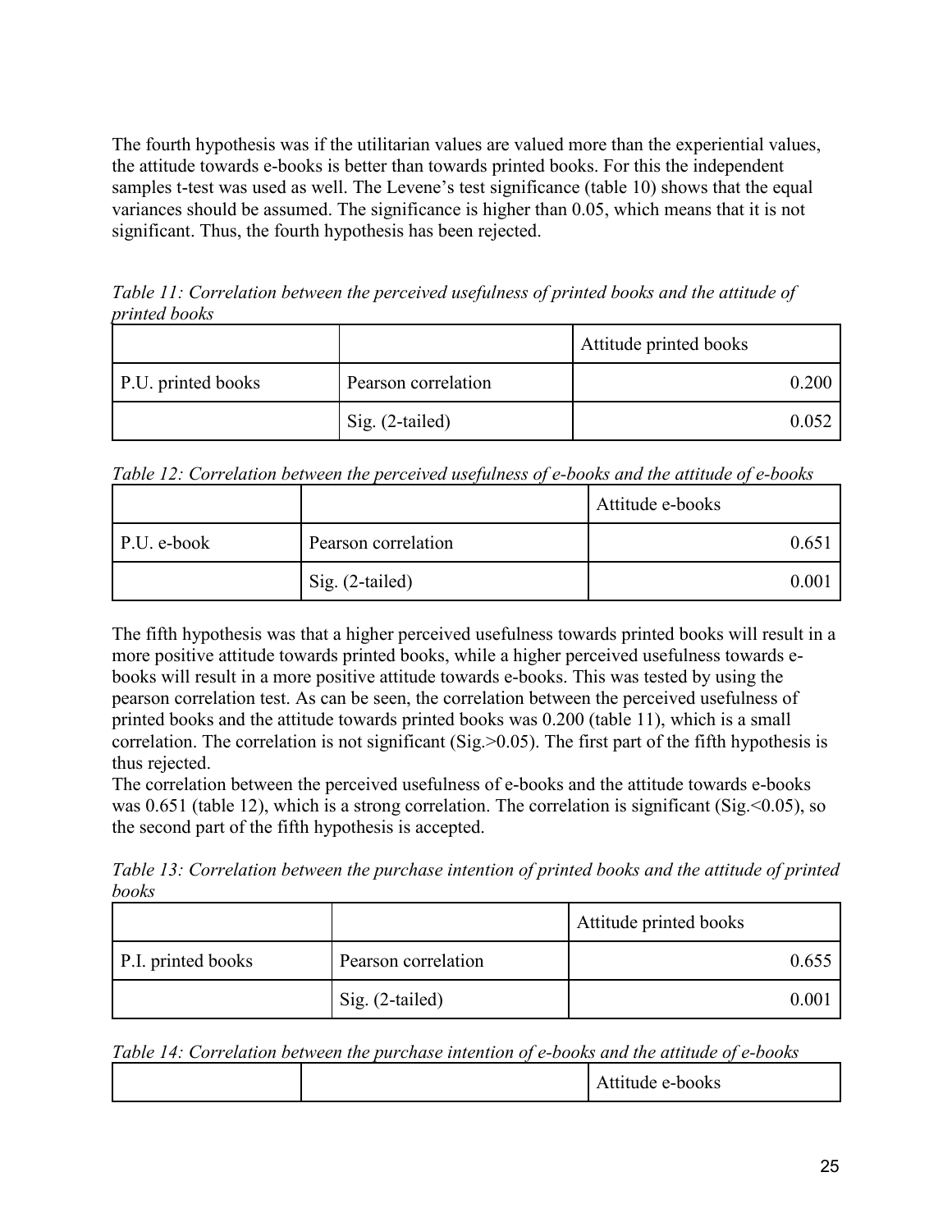The fourth hypothesis was if the utilitarian values are valued more than the experiential values, the attitude towards e-books is better than towards printed books. For this the independent samples t-test was used as well. The Levene's test significance (table 10) shows that the equal variances should be assumed. The significance is higher than 0.05, which means that it is not significant. Thus, the fourth hypothesis has been rejected.

*Table 11: Correlation between the perceived usefulness of printed books and the attitude of printed books*

| | | Attitude printed books |
|---|---|---|
| P.U. printed books | Pearson correlation | 0.200 |
| | Sig. (2-tailed) | 0.052 |

*Table 12: Correlation between the perceived usefulness of e-books and the attitude of e-books*

| | | Attitude e-books |
|---|---|---|
| P.U. e-book | Pearson correlation | 0.651 |
| | Sig. (2-tailed) | 0.001 |

The fifth hypothesis was that a higher perceived usefulness towards printed books will result in a more positive attitude towards printed books, while a higher perceived usefulness towards e-books will result in a more positive attitude towards e-books. This was tested by using the pearson correlation test. As can be seen, the correlation between the perceived usefulness of printed books and the attitude towards printed books was 0.200 (table 11), which is a small correlation. The correlation is not significant (Sig.>0.05). The first part of the fifth hypothesis is thus rejected.
The correlation between the perceived usefulness of e-books and the attitude towards e-books was 0.651 (table 12), which is a strong correlation. The correlation is significant (Sig.<0.05), so the second part of the fifth hypothesis is accepted.

*Table 13: Correlation between the purchase intention of printed books and the attitude of printed books*

| | | Attitude printed books |
|---|---|---|
| P.I. printed books | Pearson correlation | 0.655 |
| | Sig. (2-tailed) | 0.001 |

*Table 14: Correlation between the purchase intention of e-books and the attitude of e-books*

| | | Attitude e-books |
|---|---|---|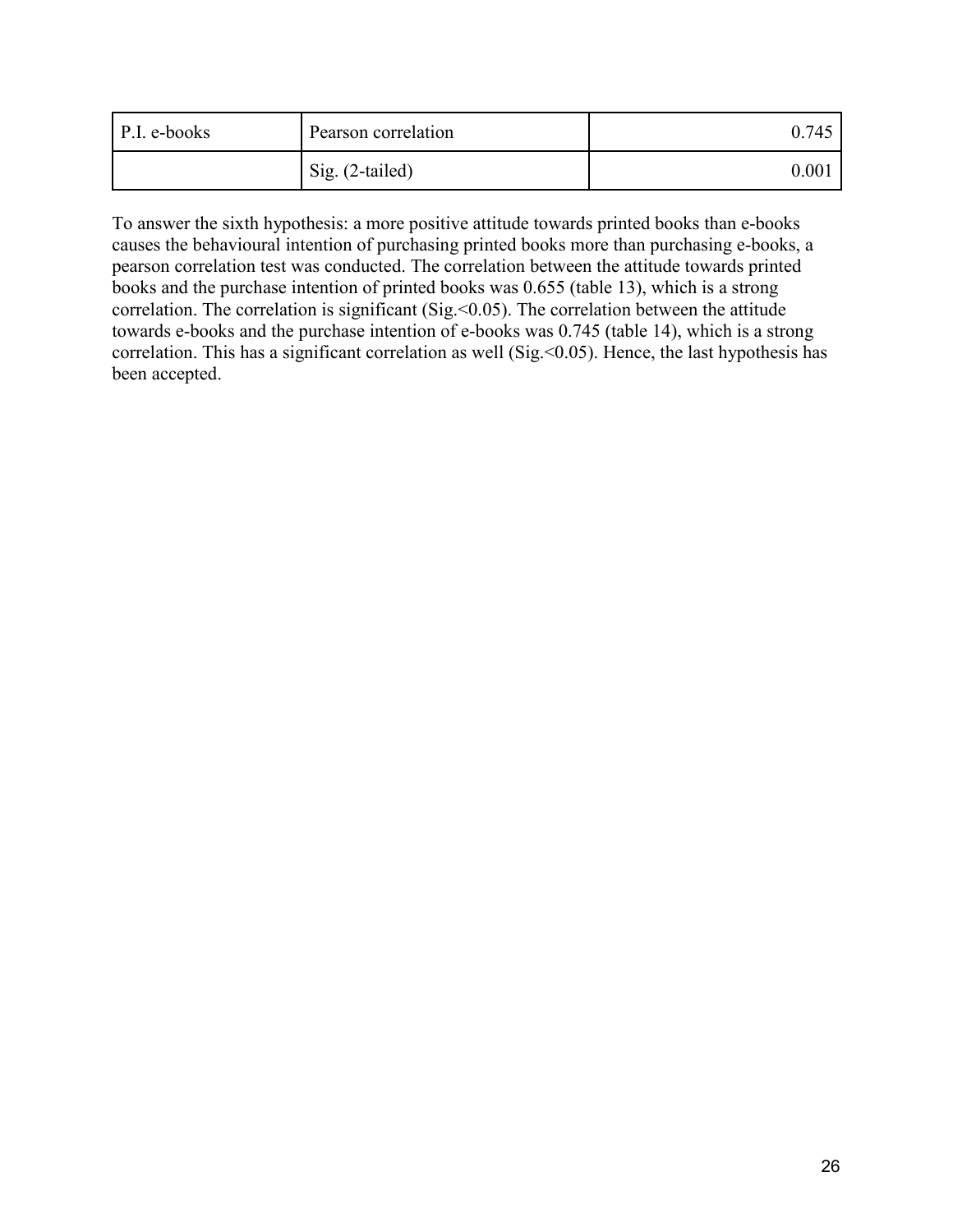| P.I. e-books | Pearson correlation | 0.745 |
| --- | --- | --- |
| | Sig. (2-tailed) | 0.001 |

To answer the sixth hypothesis: a more positive attitude towards printed books than e-books causes the behavioural intention of purchasing printed books more than purchasing e-books, a pearson correlation test was conducted. The correlation between the attitude towards printed books and the purchase intention of printed books was 0.655 (table 13), which is a strong correlation. The correlation is significant (Sig.<0.05). The correlation between the attitude towards e-books and the purchase intention of e-books was 0.745 (table 14), which is a strong correlation. This has a significant correlation as well (Sig.<0.05). Hence, the last hypothesis has been accepted.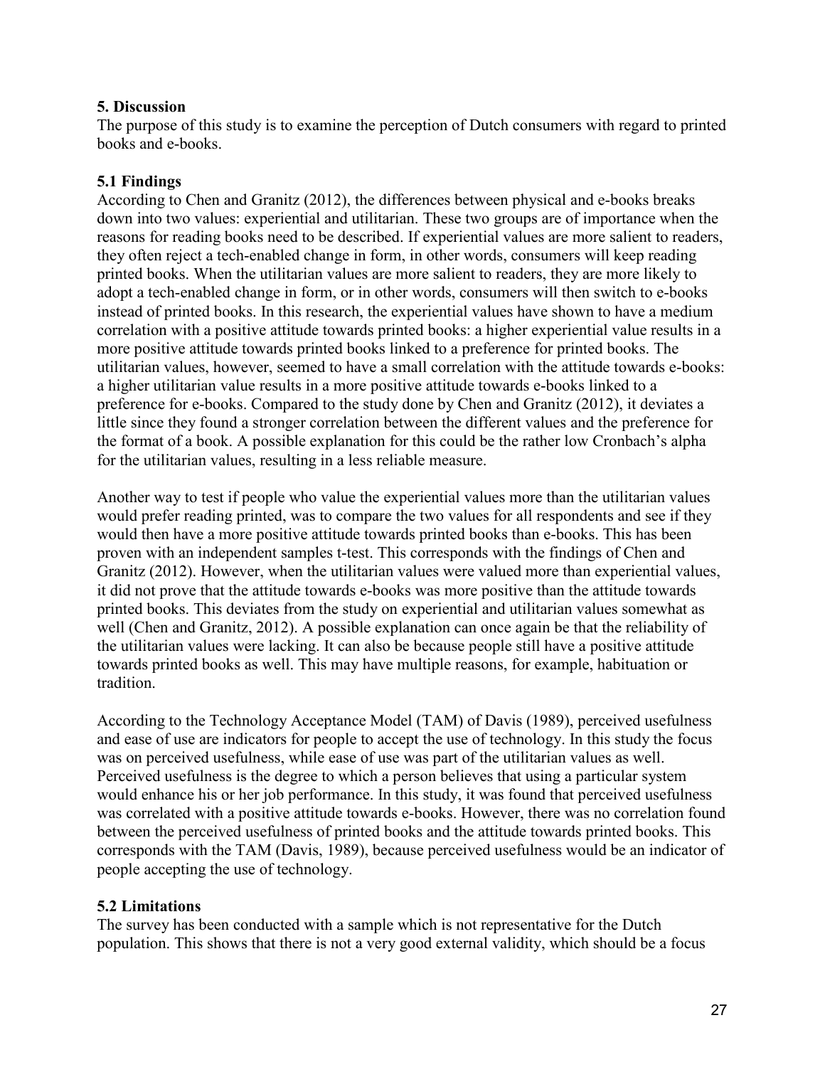## 5. Discussion

The purpose of this study is to examine the perception of Dutch consumers with regard to printed books and e-books.

### 5.1 Findings

According to Chen and Granitz (2012), the differences between physical and e-books breaks down into two values: experiential and utilitarian. These two groups are of importance when the reasons for reading books need to be described. If experiential values are more salient to readers, they often reject a tech-enabled change in form, in other words, consumers will keep reading printed books. When the utilitarian values are more salient to readers, they are more likely to adopt a tech-enabled change in form, or in other words, consumers will then switch to e-books instead of printed books. In this research, the experiential values have shown to have a medium correlation with a positive attitude towards printed books: a higher experiential value results in a more positive attitude towards printed books linked to a preference for printed books. The utilitarian values, however, seemed to have a small correlation with the attitude towards e-books: a higher utilitarian value results in a more positive attitude towards e-books linked to a preference for e-books. Compared to the study done by Chen and Granitz (2012), it deviates a little since they found a stronger correlation between the different values and the preference for the format of a book. A possible explanation for this could be the rather low Cronbach's alpha for the utilitarian values, resulting in a less reliable measure.

Another way to test if people who value the experiential values more than the utilitarian values would prefer reading printed, was to compare the two values for all respondents and see if they would then have a more positive attitude towards printed books than e-books. This has been proven with an independent samples t-test. This corresponds with the findings of Chen and Granitz (2012). However, when the utilitarian values were valued more than experiential values, it did not prove that the attitude towards e-books was more positive than the attitude towards printed books. This deviates from the study on experiential and utilitarian values somewhat as well (Chen and Granitz, 2012). A possible explanation can once again be that the reliability of the utilitarian values were lacking. It can also be because people still have a positive attitude towards printed books as well. This may have multiple reasons, for example, habituation or tradition.

According to the Technology Acceptance Model (TAM) of Davis (1989), perceived usefulness and ease of use are indicators for people to accept the use of technology. In this study the focus was on perceived usefulness, while ease of use was part of the utilitarian values as well. Perceived usefulness is the degree to which a person believes that using a particular system would enhance his or her job performance. In this study, it was found that perceived usefulness was correlated with a positive attitude towards e-books. However, there was no correlation found between the perceived usefulness of printed books and the attitude towards printed books. This corresponds with the TAM (Davis, 1989), because perceived usefulness would be an indicator of people accepting the use of technology.

### 5.2 Limitations

The survey has been conducted with a sample which is not representative for the Dutch population. This shows that there is not a very good external validity, which should be a focus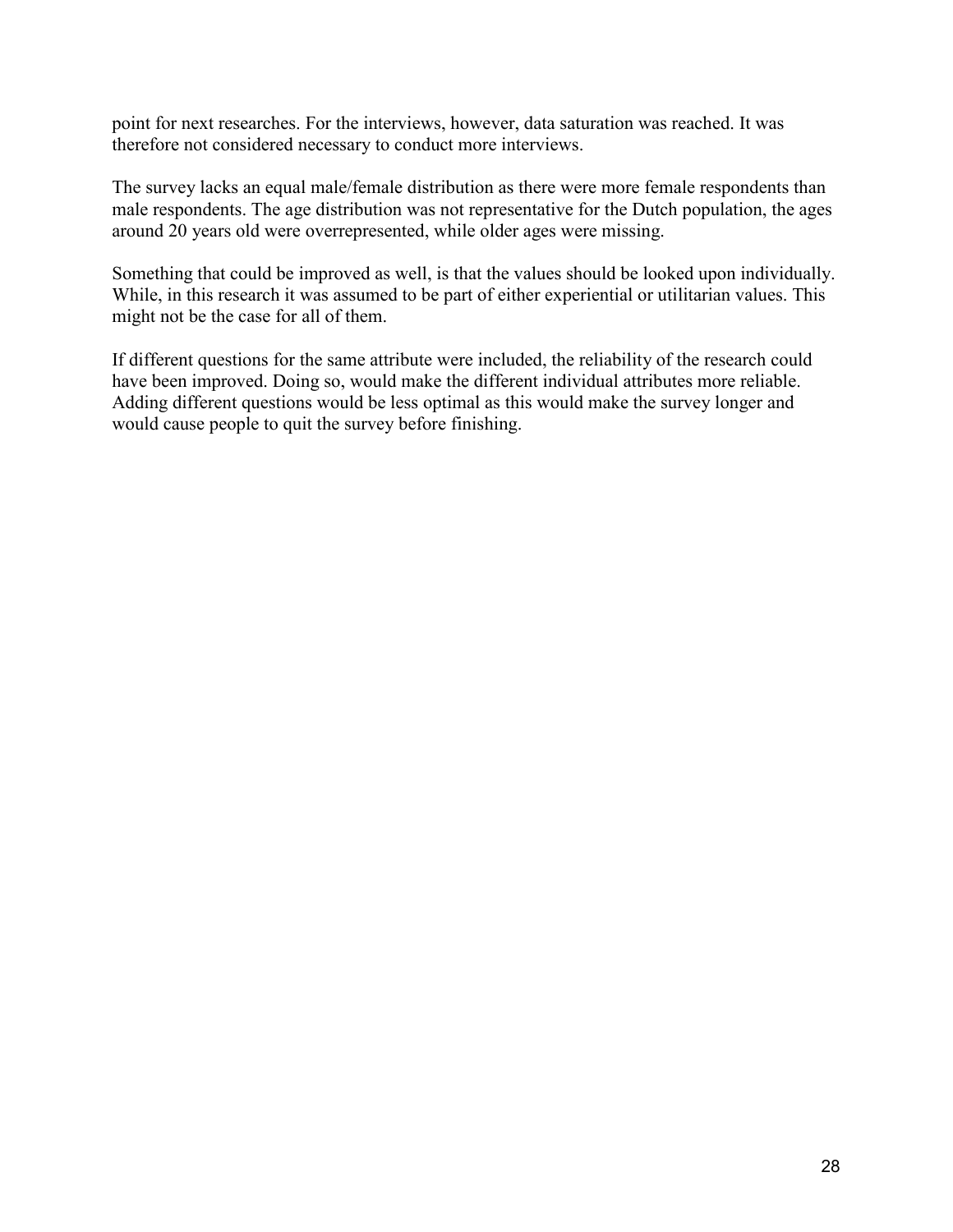point for next researches. For the interviews, however, data saturation was reached. It was therefore not considered necessary to conduct more interviews.

The survey lacks an equal male/female distribution as there were more female respondents than male respondents. The age distribution was not representative for the Dutch population, the ages around 20 years old were overrepresented, while older ages were missing.

Something that could be improved as well, is that the values should be looked upon individually. While, in this research it was assumed to be part of either experiential or utilitarian values. This might not be the case for all of them.

If different questions for the same attribute were included, the reliability of the research could have been improved. Doing so, would make the different individual attributes more reliable. Adding different questions would be less optimal as this would make the survey longer and would cause people to quit the survey before finishing.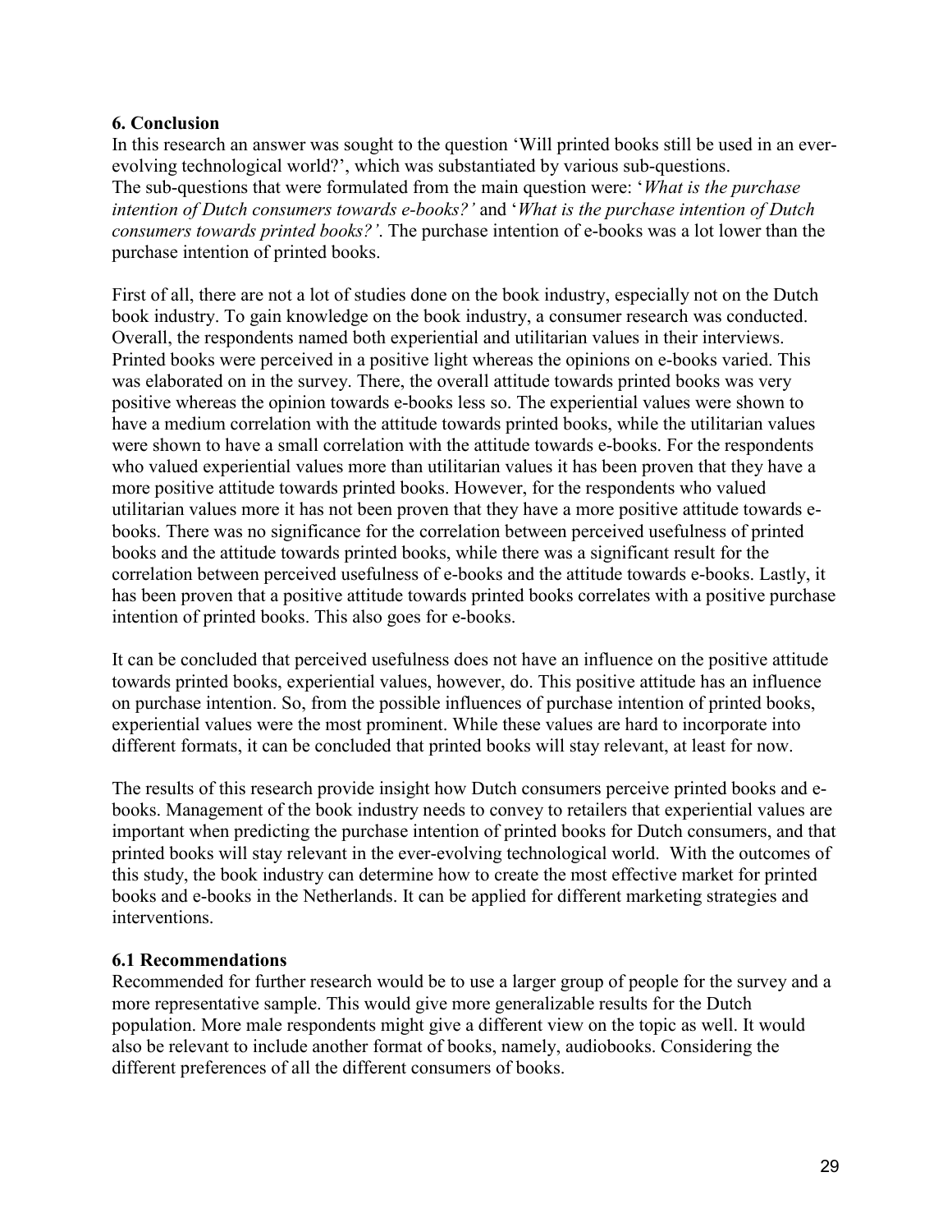## 6. Conclusion

In this research an answer was sought to the question 'Will printed books still be used in an ever-evolving technological world?', which was substantiated by various sub-questions. The sub-questions that were formulated from the main question were: '*What is the purchase intention of Dutch consumers towards e-books?*' and '*What is the purchase intention of Dutch consumers towards printed books?*'. The purchase intention of e-books was a lot lower than the purchase intention of printed books.

First of all, there are not a lot of studies done on the book industry, especially not on the Dutch book industry. To gain knowledge on the book industry, a consumer research was conducted. Overall, the respondents named both experiential and utilitarian values in their interviews. Printed books were perceived in a positive light whereas the opinions on e-books varied. This was elaborated on in the survey. There, the overall attitude towards printed books was very positive whereas the opinion towards e-books less so. The experiential values were shown to have a medium correlation with the attitude towards printed books, while the utilitarian values were shown to have a small correlation with the attitude towards e-books. For the respondents who valued experiential values more than utilitarian values it has been proven that they have a more positive attitude towards printed books. However, for the respondents who valued utilitarian values more it has not been proven that they have a more positive attitude towards e-books. There was no significance for the correlation between perceived usefulness of printed books and the attitude towards printed books, while there was a significant result for the correlation between perceived usefulness of e-books and the attitude towards e-books. Lastly, it has been proven that a positive attitude towards printed books correlates with a positive purchase intention of printed books. This also goes for e-books.

It can be concluded that perceived usefulness does not have an influence on the positive attitude towards printed books, experiential values, however, do. This positive attitude has an influence on purchase intention. So, from the possible influences of purchase intention of printed books, experiential values were the most prominent. While these values are hard to incorporate into different formats, it can be concluded that printed books will stay relevant, at least for now.

The results of this research provide insight how Dutch consumers perceive printed books and e-books. Management of the book industry needs to convey to retailers that experiential values are important when predicting the purchase intention of printed books for Dutch consumers, and that printed books will stay relevant in the ever-evolving technological world. With the outcomes of this study, the book industry can determine how to create the most effective market for printed books and e-books in the Netherlands. It can be applied for different marketing strategies and interventions.

### 6.1 Recommendations

Recommended for further research would be to use a larger group of people for the survey and a more representative sample. This would give more generalizable results for the Dutch population. More male respondents might give a different view on the topic as well. It would also be relevant to include another format of books, namely, audiobooks. Considering the different preferences of all the different consumers of books.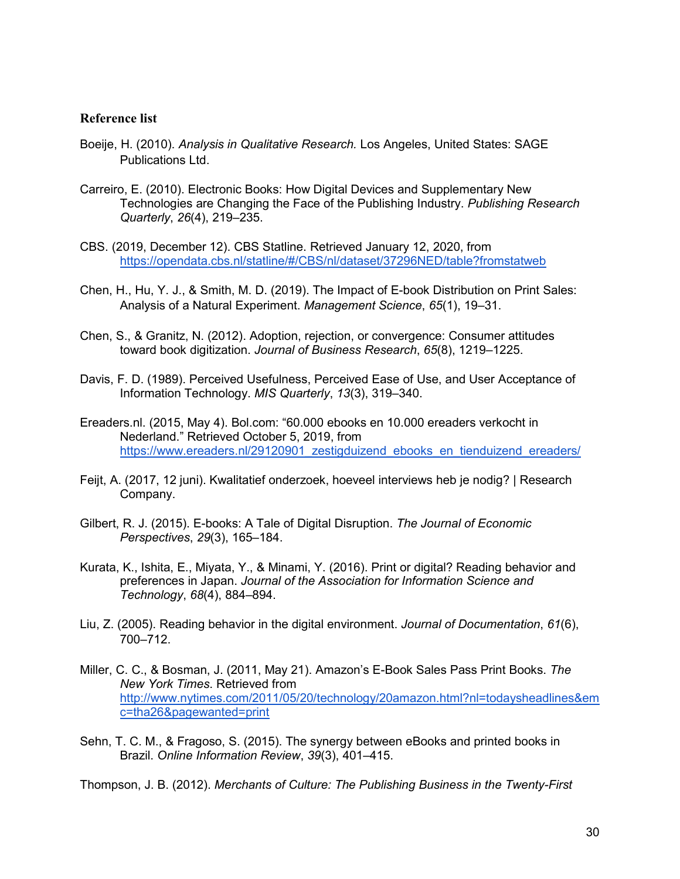**Reference list**

Boeije, H. (2010). *Analysis in Qualitative Research.* Los Angeles, United States: SAGE Publications Ltd.

Carreiro, E. (2010). Electronic Books: How Digital Devices and Supplementary New Technologies are Changing the Face of the Publishing Industry. *Publishing Research Quarterly*, *26*(4), 219–235.

CBS. (2019, December 12). CBS Statline. Retrieved January 12, 2020, from https://opendata.cbs.nl/statline/#/CBS/nl/dataset/37296NED/table?fromstatweb

Chen, H., Hu, Y. J., & Smith, M. D. (2019). The Impact of E-book Distribution on Print Sales: Analysis of a Natural Experiment. *Management Science*, *65*(1), 19–31.

Chen, S., & Granitz, N. (2012). Adoption, rejection, or convergence: Consumer attitudes toward book digitization. *Journal of Business Research*, *65*(8), 1219–1225.

Davis, F. D. (1989). Perceived Usefulness, Perceived Ease of Use, and User Acceptance of Information Technology. *MIS Quarterly*, *13*(3), 319–340.

Ereaders.nl. (2015, May 4). Bol.com: "60.000 ebooks en 10.000 ereaders verkocht in Nederland." Retrieved October 5, 2019, from https://www.ereaders.nl/29120901_zestigduizend_ebooks_en_tienduizend_ereaders/

Feijt, A. (2017, 12 juni). Kwalitatief onderzoek, hoeveel interviews heb je nodig? | Research Company.

Gilbert, R. J. (2015). E-books: A Tale of Digital Disruption. *The Journal of Economic Perspectives*, *29*(3), 165–184.

Kurata, K., Ishita, E., Miyata, Y., & Minami, Y. (2016). Print or digital? Reading behavior and preferences in Japan. *Journal of the Association for Information Science and Technology*, *68*(4), 884–894.

Liu, Z. (2005). Reading behavior in the digital environment. *Journal of Documentation*, *61*(6), 700–712.

Miller, C. C., & Bosman, J. (2011, May 21). Amazon's E-Book Sales Pass Print Books. *The New York Times*. Retrieved from http://www.nytimes.com/2011/05/20/technology/20amazon.html?nl=todaysheadlines&emc=tha26&pagewanted=print

Sehn, T. C. M., & Fragoso, S. (2015). The synergy between eBooks and printed books in Brazil. *Online Information Review*, *39*(3), 401–415.

Thompson, J. B. (2012). *Merchants of Culture: The Publishing Business in the Twenty-First*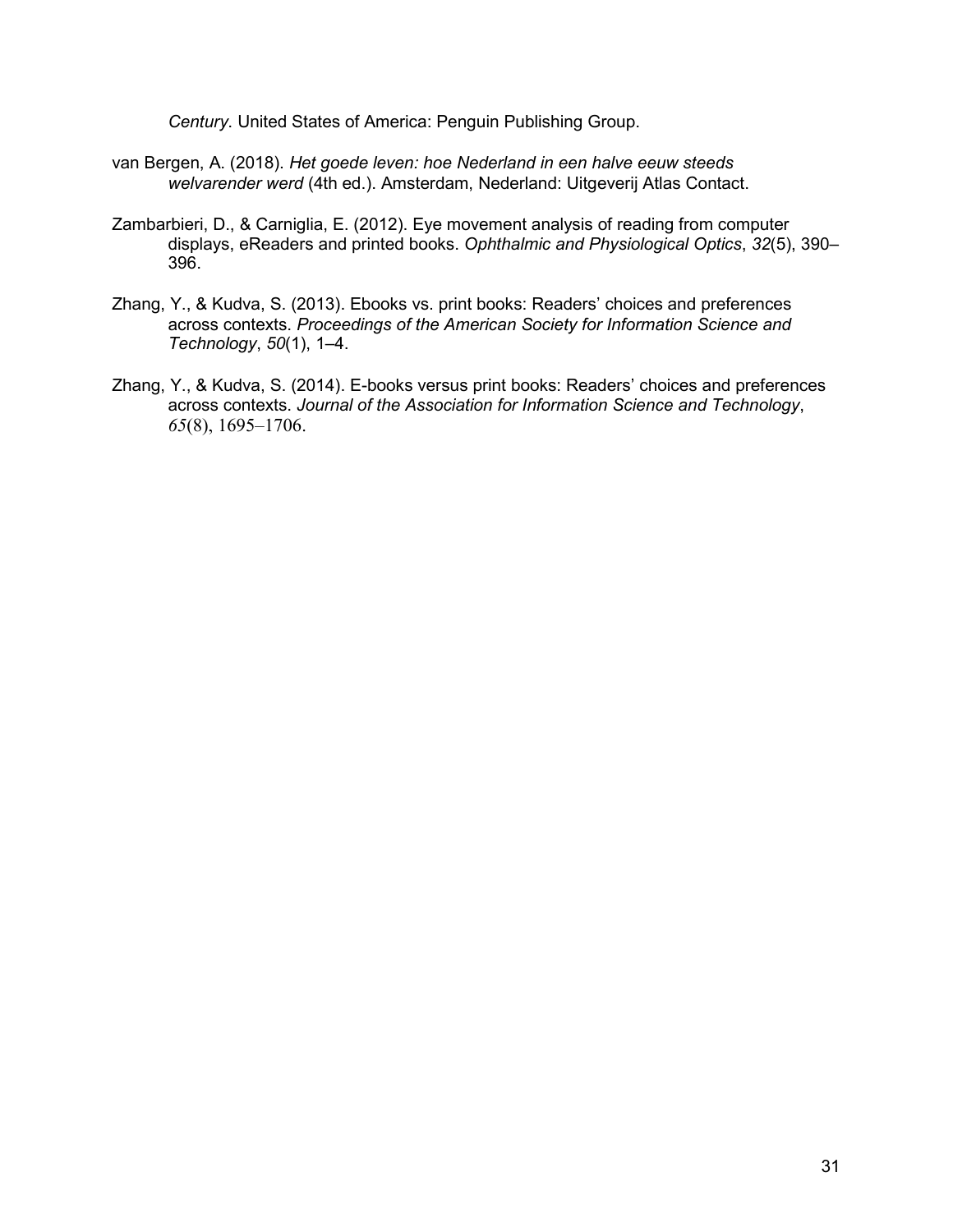*Century*. United States of America: Penguin Publishing Group.

van Bergen, A. (2018). *Het goede leven: hoe Nederland in een halve eeuw steeds welvarender werd* (4th ed.). Amsterdam, Nederland: Uitgeverij Atlas Contact.

Zambarbieri, D., & Carniglia, E. (2012). Eye movement analysis of reading from computer displays, eReaders and printed books. *Ophthalmic and Physiological Optics*, *32*(5), 390–396.

Zhang, Y., & Kudva, S. (2013). Ebooks vs. print books: Readers' choices and preferences across contexts. *Proceedings of the American Society for Information Science and Technology*, *50*(1), 1–4.

Zhang, Y., & Kudva, S. (2014). E-books versus print books: Readers' choices and preferences across contexts. *Journal of the Association for Information Science and Technology*, *65*(8), 1695–1706.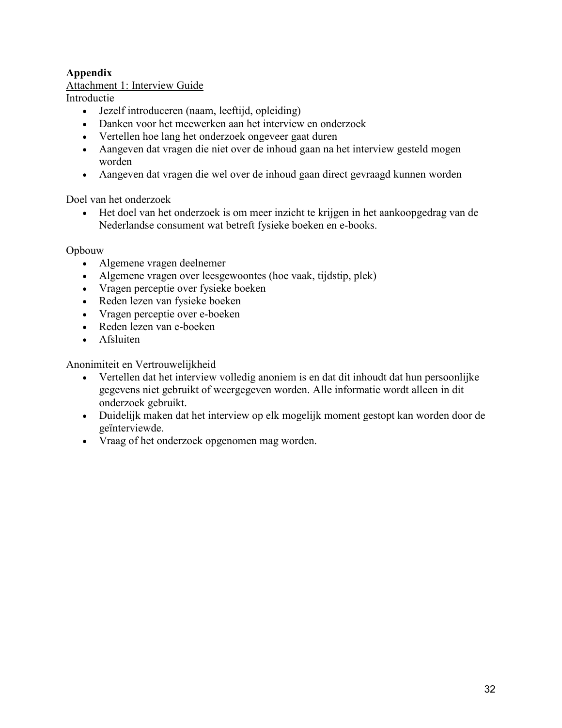**Appendix**

Attachment 1: Interview Guide

Introductie

- Jezelf introduceren (naam, leeftijd, opleiding)
- Danken voor het meewerken aan het interview en onderzoek
- Vertellen hoe lang het onderzoek ongeveer gaat duren
- Aangeven dat vragen die niet over de inhoud gaan na het interview gesteld mogen worden
- Aangeven dat vragen die wel over de inhoud gaan direct gevraagd kunnen worden

Doel van het onderzoek

- Het doel van het onderzoek is om meer inzicht te krijgen in het aankoopgedrag van de Nederlandse consument wat betreft fysieke boeken en e-books.

Opbouw

- Algemene vragen deelnemer
- Algemene vragen over leesgewoontes (hoe vaak, tijdstip, plek)
- Vragen perceptie over fysieke boeken
- Reden lezen van fysieke boeken
- Vragen perceptie over e-boeken
- Reden lezen van e-boeken
- Afsluiten

Anonimiteit en Vertrouwelijkheid

- Vertellen dat het interview volledig anoniem is en dat dit inhoudt dat hun persoonlijke gegevens niet gebruikt of weergegeven worden. Alle informatie wordt alleen in dit onderzoek gebruikt.
- Duidelijk maken dat het interview op elk mogelijk moment gestopt kan worden door de geïnterviewde.
- Vraag of het onderzoek opgenomen mag worden.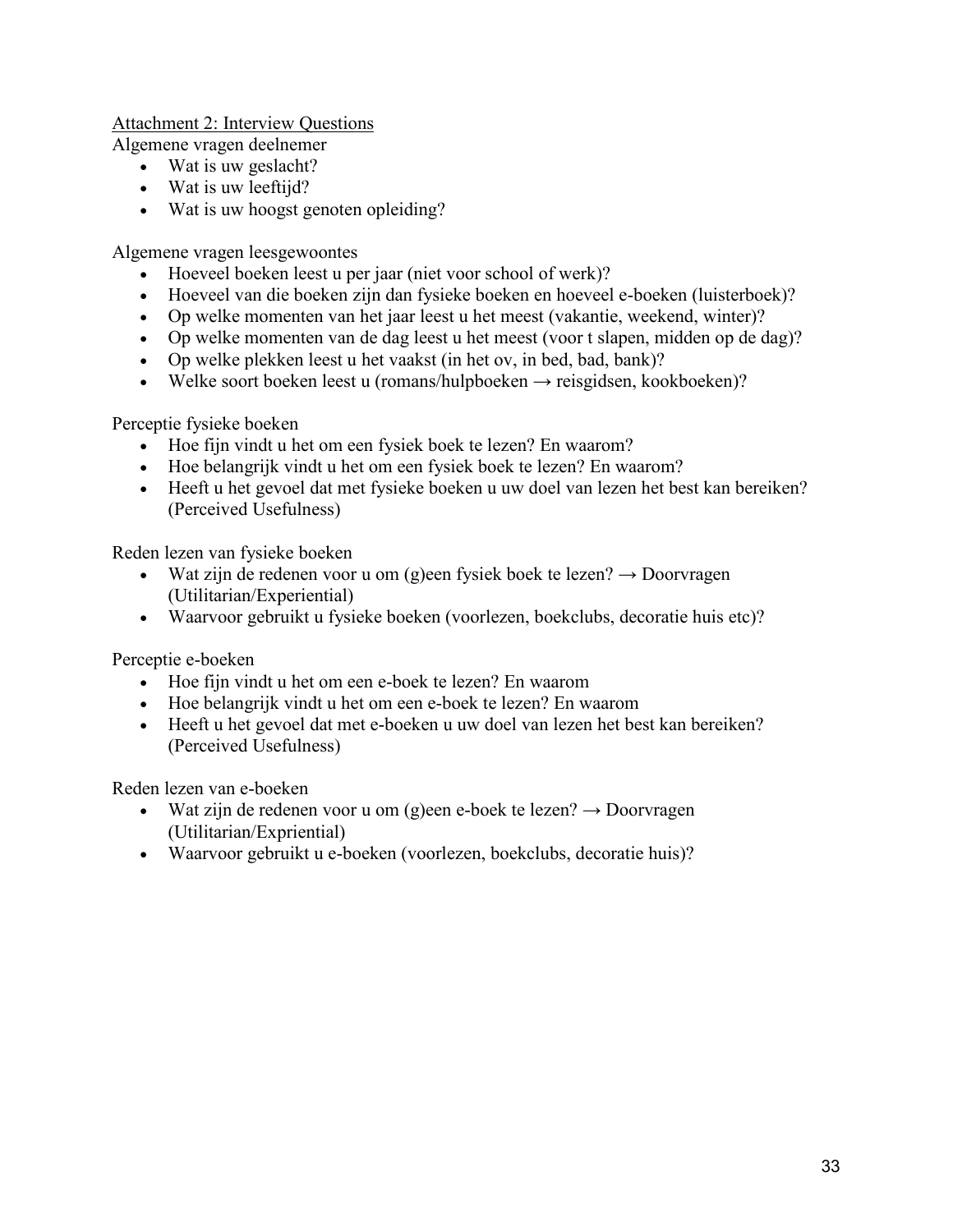<u>Attachment 2: Interview Questions</u>

Algemene vragen deelnemer

- Wat is uw geslacht?
- Wat is uw leeftijd?
- Wat is uw hoogst genoten opleiding?

Algemene vragen leesgewoontes

- Hoeveel boeken leest u per jaar (niet voor school of werk)?
- Hoeveel van die boeken zijn dan fysieke boeken en hoeveel e-boeken (luisterboek)?
- Op welke momenten van het jaar leest u het meest (vakantie, weekend, winter)?
- Op welke momenten van de dag leest u het meest (voor t slapen, midden op de dag)?
- Op welke plekken leest u het vaakst (in het ov, in bed, bad, bank)?
- Welke soort boeken leest u (romans/hulpboeken → reisgidsen, kookboeken)?

Perceptie fysieke boeken

- Hoe fijn vindt u het om een fysiek boek te lezen? En waarom?
- Hoe belangrijk vindt u het om een fysiek boek te lezen? En waarom?
- Heeft u het gevoel dat met fysieke boeken u uw doel van lezen het best kan bereiken? (Perceived Usefulness)

Reden lezen van fysieke boeken

- Wat zijn de redenen voor u om (g)een fysiek boek te lezen? → Doorvragen (Utilitarian/Experiential)
- Waarvoor gebruikt u fysieke boeken (voorlezen, boekclubs, decoratie huis etc)?

Perceptie e-boeken

- Hoe fijn vindt u het om een e-boek te lezen? En waarom
- Hoe belangrijk vindt u het om een e-boek te lezen? En waarom
- Heeft u het gevoel dat met e-boeken u uw doel van lezen het best kan bereiken? (Perceived Usefulness)

Reden lezen van e-boeken

- Wat zijn de redenen voor u om (g)een e-boek te lezen? → Doorvragen (Utilitarian/Expriential)
- Waarvoor gebriukt u e-boeken (voorlezen, boekclubs, decoratie huis)?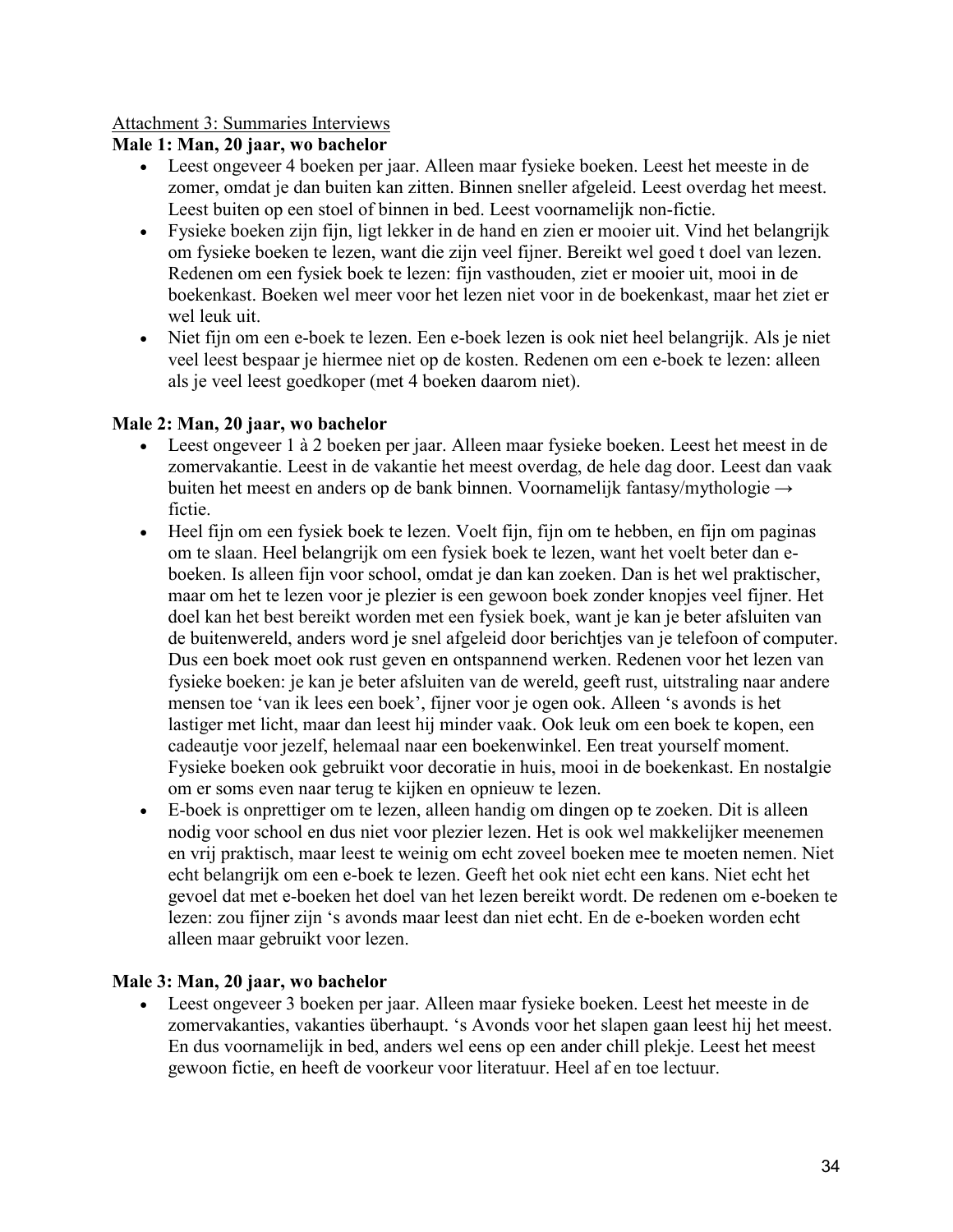Attachment 3: Summaries Interviews

**Male 1: Man, 20 jaar, wo bachelor**

- Leest ongeveer 4 boeken per jaar. Alleen maar fysieke boeken. Leest het meeste in de zomer, omdat je dan buiten kan zitten. Binnen sneller afgeleid. Leest overdag het meest. Leest buiten op een stoel of binnen in bed. Leest voornamelijk non-fictie.
- Fysieke boeken zijn fijn, ligt lekker in de hand en zien er mooier uit. Vind het belangrijk om fysieke boeken te lezen, want die zijn veel fijner. Bereikt wel goed t doel van lezen. Redenen om een fysiek boek te lezen: fijn vasthouden, ziet er mooier uit, mooi in de boekenkast. Boeken wel meer voor het lezen niet voor in de boekenkast, maar het ziet er wel leuk uit.
- Niet fijn om een e-boek te lezen. Een e-boek lezen is ook niet heel belangrijk. Als je niet veel leest bespaar je hiermee niet op de kosten. Redenen om een e-boek te lezen: alleen als je veel leest goedkoper (met 4 boeken daarom niet).

**Male 2: Man, 20 jaar, wo bachelor**

- Leest ongeveer 1 à 2 boeken per jaar. Alleen maar fysieke boeken. Leest het meest in de zomervakantie. Leest in de vakantie het meest overdag, de hele dag door. Leest dan vaak buiten het meest en anders op de bank binnen. Voornamelijk fantasy/mythologie → fictie.
- Heel fijn om een fysiek boek te lezen. Voelt fijn, fijn om te hebben, en fijn om paginas om te slaan. Heel belangrijk om een fysiek boek te lezen, want het voelt beter dan e-boeken. Is alleen fijn voor school, omdat je dan kan zoeken. Dan is het wel praktischer, maar om het te lezen voor je plezier is een gewoon boek zonder knopjes veel fijner. Het doel kan het best bereikt worden met een fysiek boek, want je kan je beter afsluiten van de buitenwereld, anders word je snel afgeleid door berichtjes van je telefoon of computer. Dus een boek moet ook rust geven en ontspannend werken. Redenen voor het lezen van fysieke boeken: je kan je beter afsluiten van de wereld, geeft rust, uitstraling naar andere mensen toe 'van ik lees een boek', fijner voor je ogen ook. Alleen 's avonds is het lastiger met licht, maar dan leest hij minder vaak. Ook leuk om een boek te kopen, een cadeautje voor jezelf, helemaal naar een boekenwinkel. Een treat yourself moment. Fysieke boeken ook gebruikt voor decoratie in huis, mooi in de boekenkast. En nostalgie om er soms even naar terug te kijken en opnieuw te lezen.
- E-boek is onprettiger om te lezen, alleen handig om dingen op te zoeken. Dit is alleen nodig voor school en dus niet voor plezier lezen. Het is ook wel makkelijker meenemen en vrij praktisch, maar leest te weinig om echt zoveel boeken mee te moeten nemen. Niet echt belangrijk om een e-boek te lezen. Geeft het ook niet echt een kans. Niet echt het gevoel dat met e-boeken het doel van het lezen bereikt wordt. De redenen om e-boeken te lezen: zou fijner zijn 's avonds maar leest dan niet echt. En de e-boeken worden echt alleen maar gebruikt voor lezen.

**Male 3: Man, 20 jaar, wo bachelor**

- Leest ongeveer 3 boeken per jaar. Alleen maar fysieke boeken. Leest het meeste in de zomervakanties, vakanties überhaupt. 's Avonds voor het slapen gaan leest hij het meest. En dus voornamelijk in bed, anders wel eens op een ander chill plekje. Leest het meest gewoon fictie, en heeft de voorkeur voor literatuur. Heel af en toe lectuur.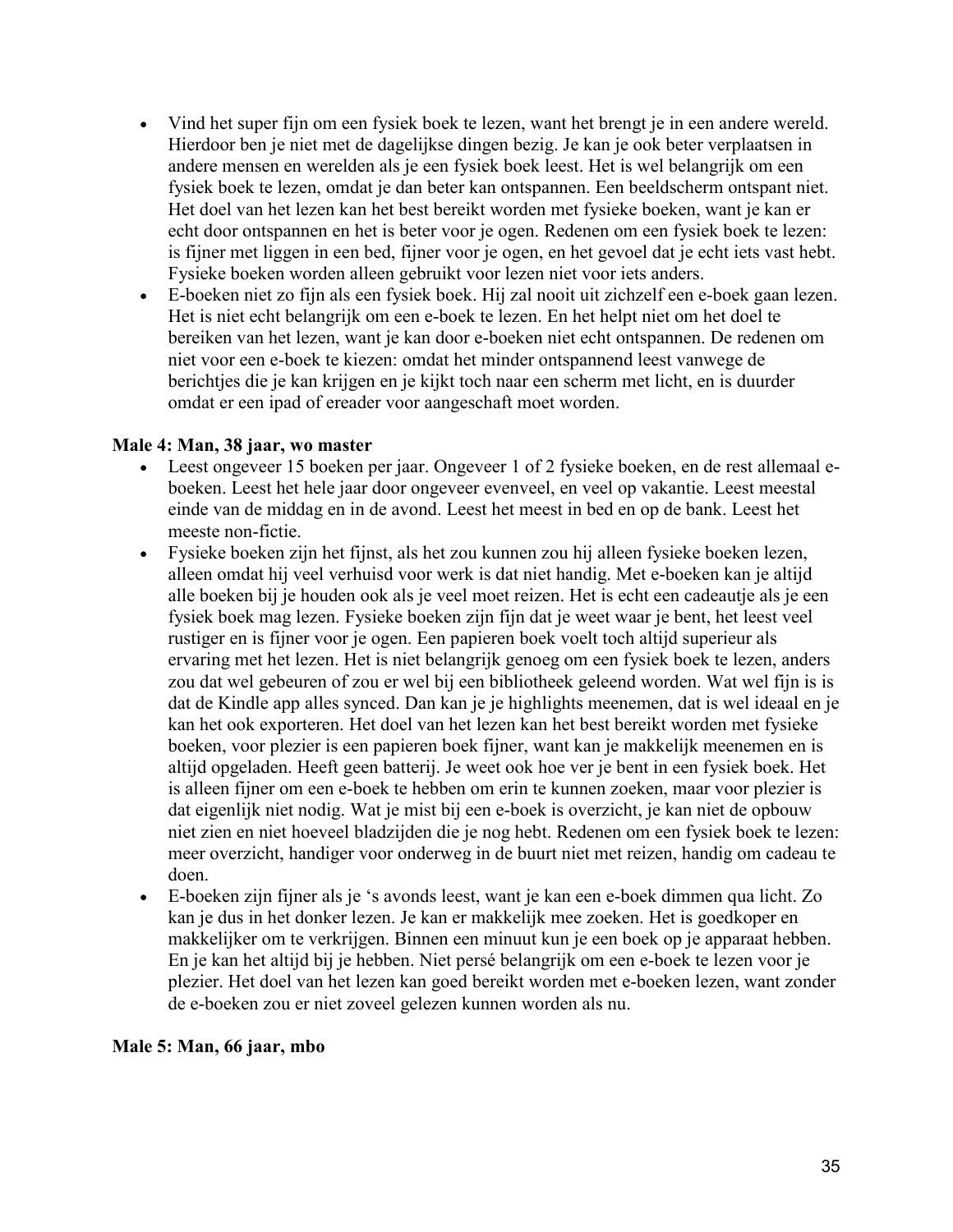- Vind het super fijn om een fysiek boek te lezen, want het brengt je in een andere wereld. Hierdoor ben je niet met de dagelijkse dingen bezig. Je kan je ook beter verplaatsen in andere mensen en werelden als je een fysiek boek leest. Het is wel belangrijk om een fysiek boek te lezen, omdat je dan beter kan ontspannen. Een beeldscherm ontspant niet. Het doel van het lezen kan het best bereikt worden met fysieke boeken, want je kan er echt door ontspannen en het is beter voor je ogen. Redenen om een fysiek boek te lezen: is fijner met liggen in een bed, fijner voor je ogen, en het gevoel dat je echt iets vast hebt. Fysieke boeken worden alleen gebruikt voor lezen niet voor iets anders.
- E-boeken niet zo fijn als een fysiek boek. Hij zal nooit uit zichzelf een e-boek gaan lezen. Het is niet echt belangrijk om een e-boek te lezen. En het helpt niet om het doel te bereiken van het lezen, want je kan door e-boeken niet echt ontspannen. De redenen om niet voor een e-boek te kiezen: omdat het minder ontspannend leest vanwege de berichtjes die je kan krijgen en je kijkt toch naar een scherm met licht, en is duurder omdat er een ipad of ereader voor aangeschaft moet worden.

**Male 4: Man, 38 jaar, wo master**

- Leest ongeveer 15 boeken per jaar. Ongeveer 1 of 2 fysieke boeken, en de rest allemaal e-boeken. Leest het hele jaar door ongeveer evenveel, en veel op vakantie. Leest meestal einde van de middag en in de avond. Leest het meest in bed en op de bank. Leest het meeste non-fictie.
- Fysieke boeken zijn het fijnst, als het zou kunnen zou hij alleen fysieke boeken lezen, alleen omdat hij veel verhuisd voor werk is dat niet handig. Met e-boeken kan je altijd alle boeken bij je houden ook als je veel moet reizen. Het is echt een cadeautje als je een fysiek boek mag lezen. Fysieke boeken zijn fijn dat je weet waar je bent, het leest veel rustiger en is fijner voor je ogen. Een papieren boek voelt toch altijd superieur als ervaring met het lezen. Het is niet belangrijk genoeg om een fysiek boek te lezen, anders zou dat wel gebeuren of zou er wel bij een bibliotheek geleend worden. Wat wel fijn is is dat de Kindle app alles synced. Dan kan je je highlights meenemen, dat is wel ideaal en je kan het ook exporteren. Het doel van het lezen kan het best bereikt worden met fysieke boeken, voor plezier is een papieren boek fijner, want kan je makkelijk meenemen en is altijd opgeladen. Heeft geen batterij. Je weet ook hoe ver je bent in een fysiek boek. Het is alleen fijner om een e-boek te hebben om erin te kunnen zoeken, maar voor plezier is dat eigenlijk niet nodig. Wat je mist bij een e-boek is overzicht, je kan niet de opbouw niet zien en niet hoeveel bladzijden die je nog hebt. Redenen om een fysiek boek te lezen: meer overzicht, handiger voor onderweg in de buurt niet met reizen, handig om cadeau te doen.
- E-boeken zijn fijner als je 's avonds leest, want je kan een e-boek dimmen qua licht. Zo kan je dus in het donker lezen. Je kan er makkelijk mee zoeken. Het is goedkoper en makkelijker om te verkrijgen. Binnen een minuut kun je een boek op je apparaat hebben. En je kan het altijd bij je hebben. Niet persé belangrijk om een e-boek te lezen voor je plezier. Het doel van het lezen kan goed bereikt worden met e-boeken lezen, want zonder de e-boeken zou er niet zoveel gelezen kunnen worden als nu.

**Male 5: Man, 66 jaar, mbo**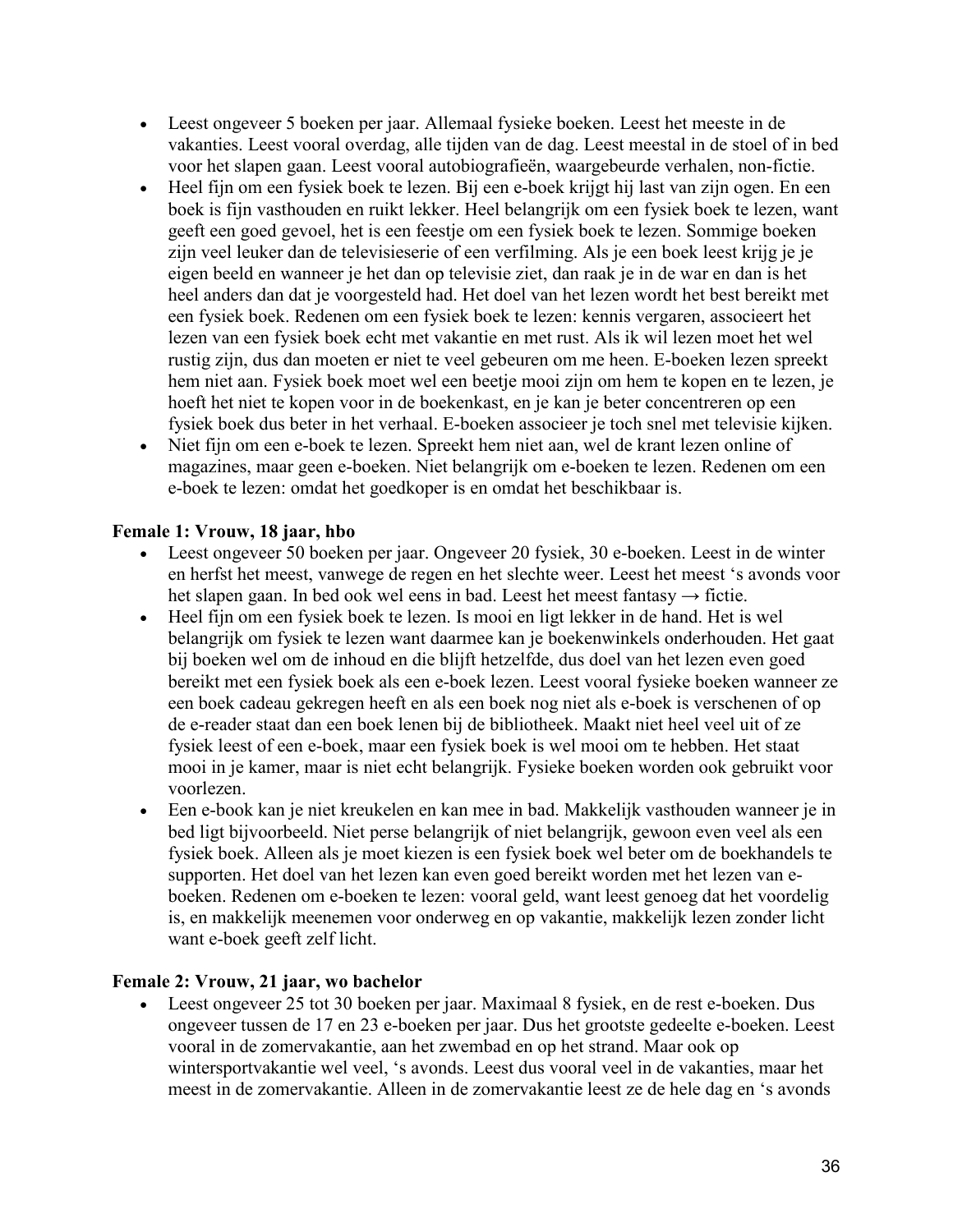- Leest ongeveer 5 boeken per jaar. Allemaal fysieke boeken. Leest het meeste in de vakanties. Leest vooral overdag, alle tijden van de dag. Leest meestal in de stoel of in bed voor het slapen gaan. Leest vooral autobiografieën, waargebeurde verhalen, non-fictie.
- Heel fijn om een fysiek boek te lezen. Bij een e-boek krijgt hij last van zijn ogen. En een boek is fijn vasthouden en ruikt lekker. Heel belangrijk om een fysiek boek te lezen, want geeft een goed gevoel, het is een feestje om een fysiek boek te lezen. Sommige boeken zijn veel leuker dan de televisieserie of een verfilming. Als je een boek leest krijg je je eigen beeld en wanneer je het dan op televisie ziet, dan raak je in de war en dan is het heel anders dan dat je voorgesteld had. Het doel van het lezen wordt het best bereikt met een fysiek boek. Redenen om een fysiek boek te lezen: kennis vergaren, associeert het lezen van een fysiek boek echt met vakantie en met rust. Als ik wil lezen moet het wel rustig zijn, dus dan moeten er niet te veel gebeuren om me heen. E-boeken lezen spreekt hem niet aan. Fysiek boek moet wel een beetje mooi zijn om hem te kopen en te lezen, je hoeft het niet te kopen voor in de boekenkast, en je kan je beter concentreren op een fysiek boek dus beter in het verhaal. E-boeken associeer je toch snel met televisie kijken.
- Niet fijn om een e-boek te lezen. Spreekt hem niet aan, wel de krant lezen online of magazines, maar geen e-boeken. Niet belangrijk om e-boeken te lezen. Redenen om een e-boek te lezen: omdat het goedkoper is en omdat het beschikbaar is.

**Female 1: Vrouw, 18 jaar, hbo**

- Leest ongeveer 50 boeken per jaar. Ongeveer 20 fysiek, 30 e-boeken. Leest in de winter en herfst het meest, vanwege de regen en het slechte weer. Leest het meest 's avonds voor het slapen gaan. In bed ook wel eens in bad. Leest het meest fantasy → fictie.
- Heel fijn om een fysiek boek te lezen. Is mooi en ligt lekker in de hand. Het is wel belangrijk om fysiek te lezen want daarmee kan je boekenwinkels onderhouden. Het gaat bij boeken wel om de inhoud en die blijft hetzelfde, dus doel van het lezen even goed bereikt met een fysiek boek als een e-boek lezen. Leest vooral fysieke boeken wanneer ze een boek cadeau gekregen heeft en als een boek nog niet als e-boek is verschenen of op de e-reader staat dan een boek lenen bij de bibliotheek. Maakt niet heel veel uit of ze fysiek leest of een e-boek, maar een fysiek boek is wel mooi om te hebben. Het staat mooi in je kamer, maar is niet echt belangrijk. Fysieke boeken worden ook gebruikt voor voorlezen.
- Een e-book kan je niet kreukelen en kan mee in bad. Makkelijk vasthouden wanneer je in bed ligt bijvoorbeeld. Niet perse belangrijk of niet belangrijk, gewoon even veel als een fysiek boek. Alleen als je moet kiezen is een fysiek boek wel beter om de boekhandels te supporten. Het doel van het lezen kan even goed bereikt worden met het lezen van e-boeken. Redenen om e-boeken te lezen: vooral geld, want leest genoeg dat het voordelig is, en makkelijk meenemen voor onderweg en op vakantie, makkelijk lezen zonder licht want e-boek geeft zelf licht.

**Female 2: Vrouw, 21 jaar, wo bachelor**

- Leest ongeveer 25 tot 30 boeken per jaar. Maximaal 8 fysiek, en de rest e-boeken. Dus ongeveer tussen de 17 en 23 e-boeken per jaar. Dus het grootste gedeelte e-boeken. Leest vooral in de zomervakantie, aan het zwembad en op het strand. Maar ook op wintersportvakantie wel veel, 's avonds. Leest dus vooral veel in de vakanties, maar het meest in de zomervakantie. Alleen in de zomervakantie leest ze de hele dag en 's avonds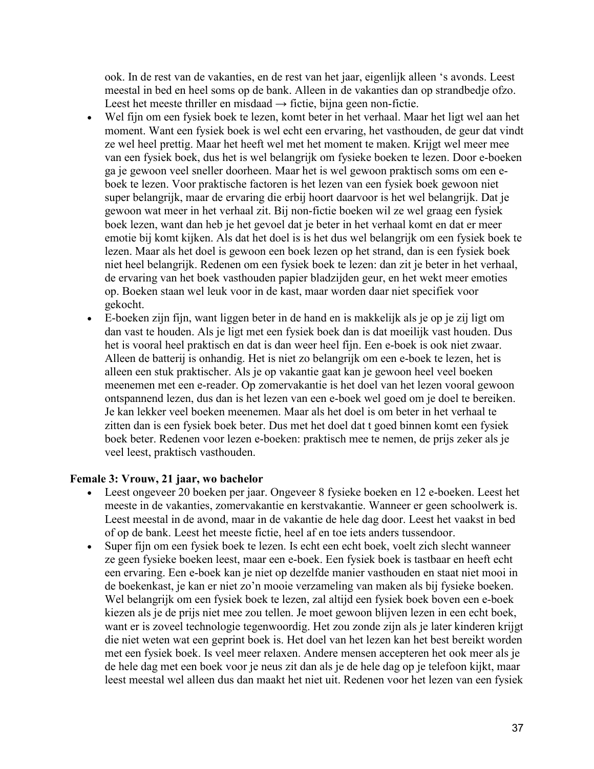ook. In de rest van de vakanties, en de rest van het jaar, eigenlijk alleen 's avonds. Leest meestal in bed en heel soms op de bank. Alleen in de vakanties dan op strandbedje ofzo. Leest het meeste thriller en misdaad → fictie, bijna geen non-fictie.

- Wel fijn om een fysiek boek te lezen, komt beter in het verhaal. Maar het ligt wel aan het moment. Want een fysiek boek is wel echt een ervaring, het vasthouden, de geur dat vindt ze wel heel prettig. Maar het heeft wel met het moment te maken. Krijgt wel meer mee van een fysiek boek, dus het is wel belangrijk om fysieke boeken te lezen. Door e-boeken ga je gewoon veel sneller doorheen. Maar het is wel gewoon praktisch soms om een e-boek te lezen. Voor praktische factoren is het lezen van een fysiek boek gewoon niet super belangrijk, maar de ervaring die erbij hoort daarvoor is het wel belangrijk. Dat je gewoon wat meer in het verhaal zit. Bij non-fictie boeken wil ze wel graag een fysiek boek lezen, want dan heb je het gevoel dat je beter in het verhaal komt en dat er meer emotie bij komt kijken. Als dat het doel is is het dus wel belangrijk om een fysiek boek te lezen. Maar als het doel is gewoon een boek lezen op het strand, dan is een fysiek boek niet heel belangrijk. Redenen om een fysiek boek te lezen: dan zit je beter in het verhaal, de ervaring van het boek vasthouden papier bladzijden geur, en het wekt meer emoties op. Boeken staan wel leuk voor in de kast, maar worden daar niet specifiek voor gekocht.
- E-boeken zijn fijn, want liggen beter in de hand en is makkelijk als je op je zij ligt om dan vast te houden. Als je ligt met een fysiek boek dan is dat moeilijk vast houden. Dus het is vooral heel praktisch en dat is dan weer heel fijn. Een e-boek is ook niet zwaar. Alleen de batterij is onhandig. Het is niet zo belangrijk om een e-boek te lezen, het is alleen een stuk praktischer. Als je op vakantie gaat kan je gewoon heel veel boeken meenemen met een e-reader. Op zomervakantie is het doel van het lezen vooral gewoon ontspannend lezen, dus dan is het lezen van een e-boek wel goed om je doel te bereiken. Je kan lekker veel boeken meenemen. Maar als het doel is om beter in het verhaal te zitten dan is een fysiek boek beter. Dus met het doel dat t goed binnen komt een fysiek boek beter. Redenen voor lezen e-boeken: praktisch mee te nemen, de prijs zeker als je veel leest, praktisch vasthouden.

**Female 3: Vrouw, 21 jaar, wo bachelor**

- Leest ongeveer 20 boeken per jaar. Ongeveer 8 fysieke boeken en 12 e-boeken. Leest het meeste in de vakanties, zomervakantie en kerstvakantie. Wanneer er geen schoolwerk is. Leest meestal in de avond, maar in de vakantie de hele dag door. Leest het vaakst in bed of op de bank. Leest het meeste fictie, heel af en toe iets anders tussendoor.
- Super fijn om een fysiek boek te lezen. Is echt een echt boek, voelt zich slecht wanneer ze geen fysieke boeken leest, maar een e-boek. Een fysiek boek is tastbaar en heeft echt een ervaring. Een e-boek kan je niet op dezelfde manier vasthouden en staat niet mooi in de boekenkast, je kan er niet zo'n mooie verzameling van maken als bij fysieke boeken. Wel belangrijk om een fysiek boek te lezen, zal altijd een fysiek boek boven een e-boek kiezen als je de prijs niet mee zou tellen. Je moet gewoon blijven lezen in een echt boek, want er is zoveel technologie tegenwoordig. Het zou zonde zijn als je later kinderen krijgt die niet weten wat een geprint boek is. Het doel van het lezen kan het best bereikt worden met een fysiek boek. Is veel meer relaxen. Andere mensen accepteren het ook meer als je de hele dag met een boek voor je neus zit dan als je de hele dag op je telefoon kijkt, maar leest meestal wel alleen dus dan maakt het niet uit. Redenen voor het lezen van een fysiek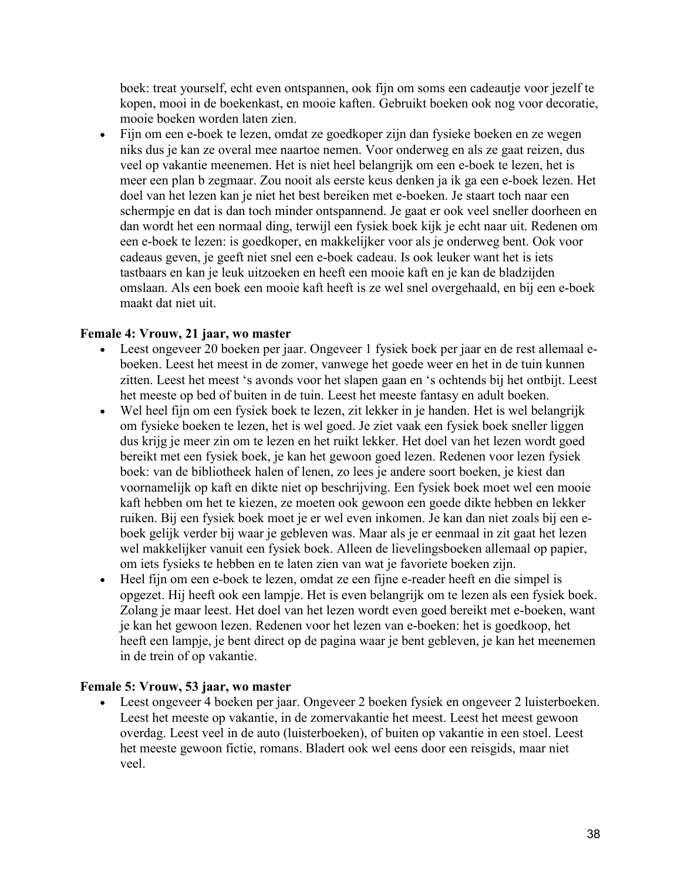boek: treat yourself, echt even ontspannen, ook fijn om soms een cadeautje voor jezelf te kopen, mooi in de boekenkast, en mooie kaften. Gebruikt boeken ook nog voor decoratie, mooie boeken worden laten zien.

- Fijn om een e-boek te lezen, omdat ze goedkoper zijn dan fysieke boeken en ze wegen niks dus je kan ze overal mee naartoe nemen. Voor onderweg en als ze gaat reizen, dus veel op vakantie meenemen. Het is niet heel belangrijk om een e-boek te lezen, het is meer een plan b zegmaar. Zou nooit als eerste keus denken ja ik ga een e-boek lezen. Het doel van het lezen kan je niet het best bereiken met e-boeken. Je staart toch naar een schermpje en dat is dan toch minder ontspannend. Je gaat er ook veel sneller doorheen en dan wordt het een normaal ding, terwijl een fysiek boek kijk je echt naar uit. Redenen om een e-boek te lezen: is goedkoper, en makkelijker voor als je onderweg bent. Ook voor cadeaus geven, je geeft niet snel een e-boek cadeau. Is ook leuker want het is iets tastbaars en kan je leuk uitzoeken en heeft een mooie kaft en je kan de bladzijden omslaan. Als een boek een mooie kaft heeft is ze wel snel overgehaald, en bij een e-boek maakt dat niet uit.

**Female 4: Vrouw, 21 jaar, wo master**

- Leest ongeveer 20 boeken per jaar. Ongeveer 1 fysiek boek per jaar en de rest allemaal e-boeken. Leest het meest in de zomer, vanwege het goede weer en het in de tuin kunnen zitten. Leest het meest 's avonds voor het slapen gaan en 's ochtends bij het ontbijt. Leest het meeste op bed of buiten in de tuin. Leest het meeste fantasy en adult boeken.
- Wel heel fijn om een fysiek boek te lezen, zit lekker in je handen. Het is wel belangrijk om fysieke boeken te lezen, het is wel goed. Je ziet vaak een fysiek boek sneller liggen dus krijg je meer zin om te lezen en het ruikt lekker. Het doel van het lezen wordt goed bereikt met een fysiek boek, je kan het gewoon goed lezen. Redenen voor lezen fysiek boek: van de bibliotheek halen of lenen, zo lees je andere soort boeken, je kiest dan voornamelijk op kaft en dikte niet op beschrijving. Een fysiek boek moet wel een mooie kaft hebben om het te kiezen, ze moeten ook gewoon een goede dikte hebben en lekker ruiken. Bij een fysiek boek moet je er wel even inkomen. Je kan dan niet zoals bij een e-boek gelijk verder bij waar je gebleven was. Maar als je er eenmaal in zit gaat het lezen wel makkelijker vanuit een fysiek boek. Alleen de lievelingsboeken allemaal op papier, om iets fysieks te hebben en te laten zien van wat je favoriete boeken zijn.
- Heel fijn om een e-boek te lezen, omdat ze een fijne e-reader heeft en die simpel is opgezet. Hij heeft ook een lampje. Het is even belangrijk om te lezen als een fysiek boek. Zolang je maar leest. Het doel van het lezen wordt even goed bereikt met e-boeken, want je kan het gewoon lezen. Redenen voor het lezen van e-boeken: het is goedkoop, het heeft een lampje, je bent direct op de pagina waar je bent gebleven, je kan het meenemen in de trein of op vakantie.

**Female 5: Vrouw, 53 jaar, wo master**

- Leest ongeveer 4 boeken per jaar. Ongeveer 2 boeken fysiek en ongeveer 2 luisterboeken. Leest het meeste op vakantie, in de zomervakantie het meest. Leest het meest gewoon overdag. Leest veel in de auto (luisterboeken), of buiten op vakantie in een stoel. Leest het meeste gewoon fictie, romans. Bladert ook wel eens door een reisgids, maar niet veel.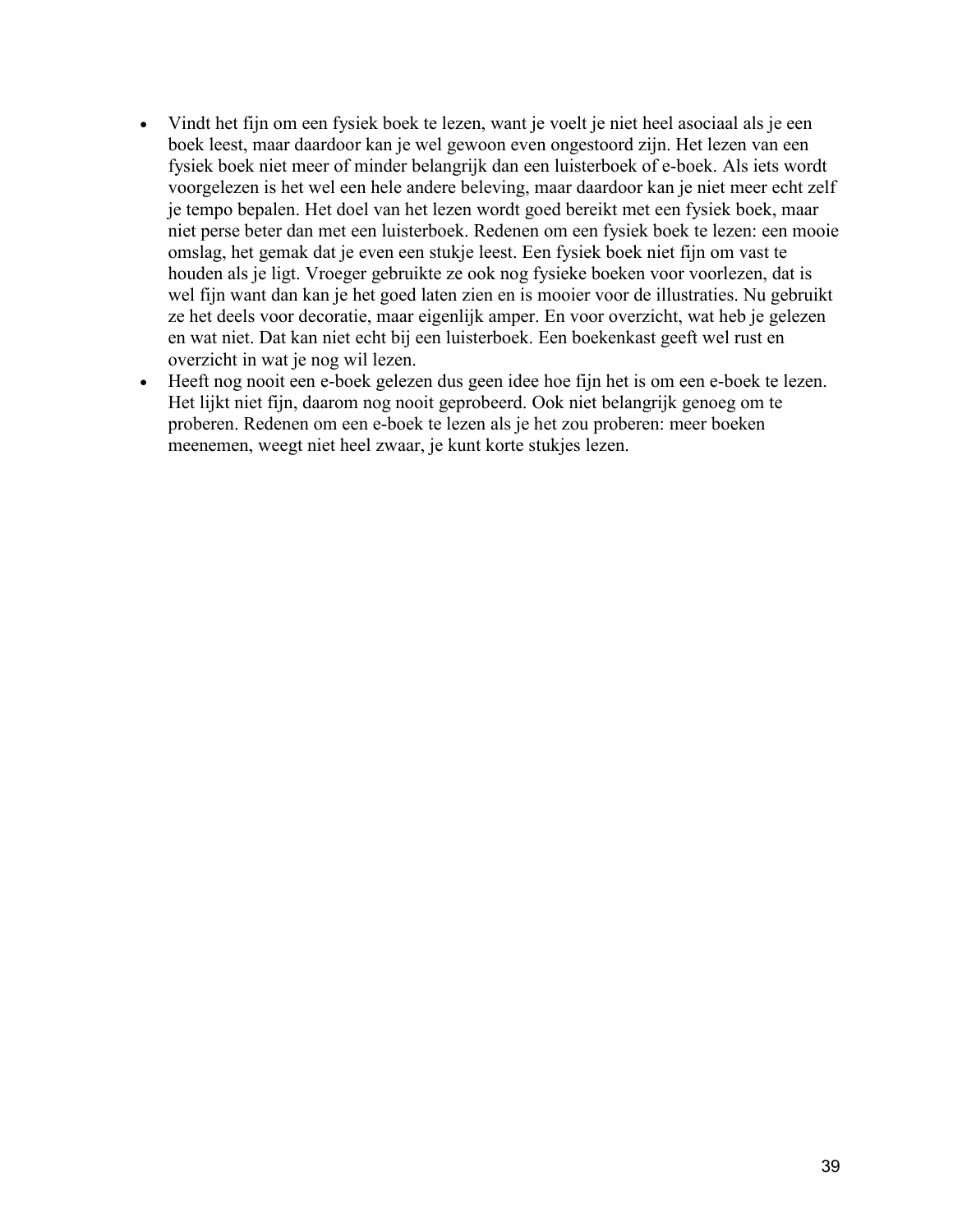- Vindt het fijn om een fysiek boek te lezen, want je voelt je niet heel asociaal als je een boek leest, maar daardoor kan je wel gewoon even ongestoord zijn. Het lezen van een fysiek boek niet meer of minder belangrijk dan een luisterboek of e-boek. Als iets wordt voorgelezen is het wel een hele andere beleving, maar daardoor kan je niet meer echt zelf je tempo bepalen. Het doel van het lezen wordt goed bereikt met een fysiek boek, maar niet perse beter dan met een luisterboek. Redenen om een fysiek boek te lezen: een mooie omslag, het gemak dat je even een stukje leest. Een fysiek boek niet fijn om vast te houden als je ligt. Vroeger gebruikte ze ook nog fysieke boeken voor voorlezen, dat is wel fijn want dan kan je het goed laten zien en is mooier voor de illustraties. Nu gebruikt ze het deels voor decoratie, maar eigenlijk amper. En voor overzicht, wat heb je gelezen en wat niet. Dat kan niet echt bij een luisterboek. Een boekenkast geeft wel rust en overzicht in wat je nog wil lezen.
- Heeft nog nooit een e-boek gelezen dus geen idee hoe fijn het is om een e-boek te lezen. Het lijkt niet fijn, daarom nog nooit geprobeerd. Ook niet belangrijk genoeg om te proberen. Redenen om een e-boek te lezen als je het zou proberen: meer boeken meenemen, weegt niet heel zwaar, je kunt korte stukjes lezen.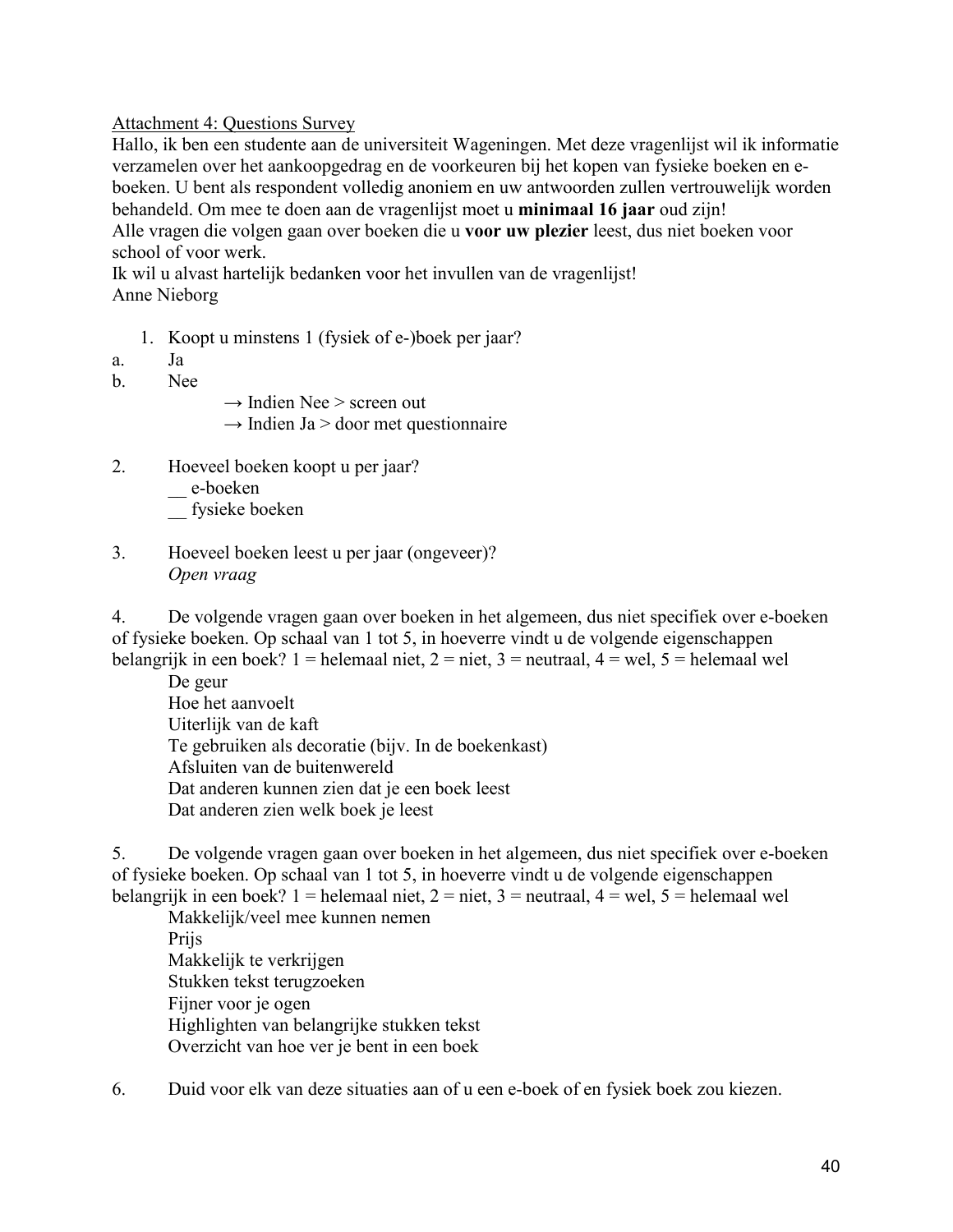Attachment 4: Questions Survey

Hallo, ik ben een studente aan de universiteit Wageningen. Met deze vragenlijst wil ik informatie verzamelen over het aankoopgedrag en de voorkeuren bij het kopen van fysieke boeken en e-boeken. U bent als respondent volledig anoniem en uw antwoorden zullen vertrouwelijk worden behandeld. Om mee te doen aan de vragenlijst moet u **minimaal 16 jaar** oud zijn!
Alle vragen die volgen gaan over boeken die u **voor uw plezier** leest, dus niet boeken voor school of voor werk.
Ik wil u alvast hartelijk bedanken voor het invullen van de vragenlijst!
Anne Nieborg

1. Koopt u minstens 1 (fysiek of e-)boek per jaar?

a. Ja

b. Nee

→ Indien Nee > screen out
→ Indien Ja > door met questionnaire

2. Hoeveel boeken koopt u per jaar?
__ e-boeken
__ fysieke boeken

3. Hoeveel boeken leest u per jaar (ongeveer)?
*Open vraag*

4. De volgende vragen gaan over boeken in het algemeen, dus niet specifiek over e-boeken of fysieke boeken. Op schaal van 1 tot 5, in hoeverre vindt u de volgende eigenschappen belangrijk in een boek? 1 = helemaal niet, 2 = niet, 3 = neutraal, 4 = wel, 5 = helemaal wel
De geur
Hoe het aanvoelt
Uiterlijk van de kaft
Te gebruiken als decoratie (bijv. In de boekenkast)
Afsluiten van de buitenwereld
Dat anderen kunnen zien dat je een boek leest
Dat anderen zien welk boek je leest

5. De volgende vragen gaan over boeken in het algemeen, dus niet specifiek over e-boeken of fysieke boeken. Op schaal van 1 tot 5, in hoeverre vindt u de volgende eigenschappen belangrijk in een boek? 1 = helemaal niet, 2 = niet, 3 = neutraal, 4 = wel, 5 = helemaal wel
Makkelijk/veel mee kunnen nemen
Prijs
Makkelijk te verkrijgen
Stukken tekst terugzoeken
Fijner voor je ogen
Highlighten van belangrijke stukken tekst
Overzicht van hoe ver je bent in een boek

6. Duid voor elk van deze situaties aan of u een e-boek of en fysiek boek zou kiezen.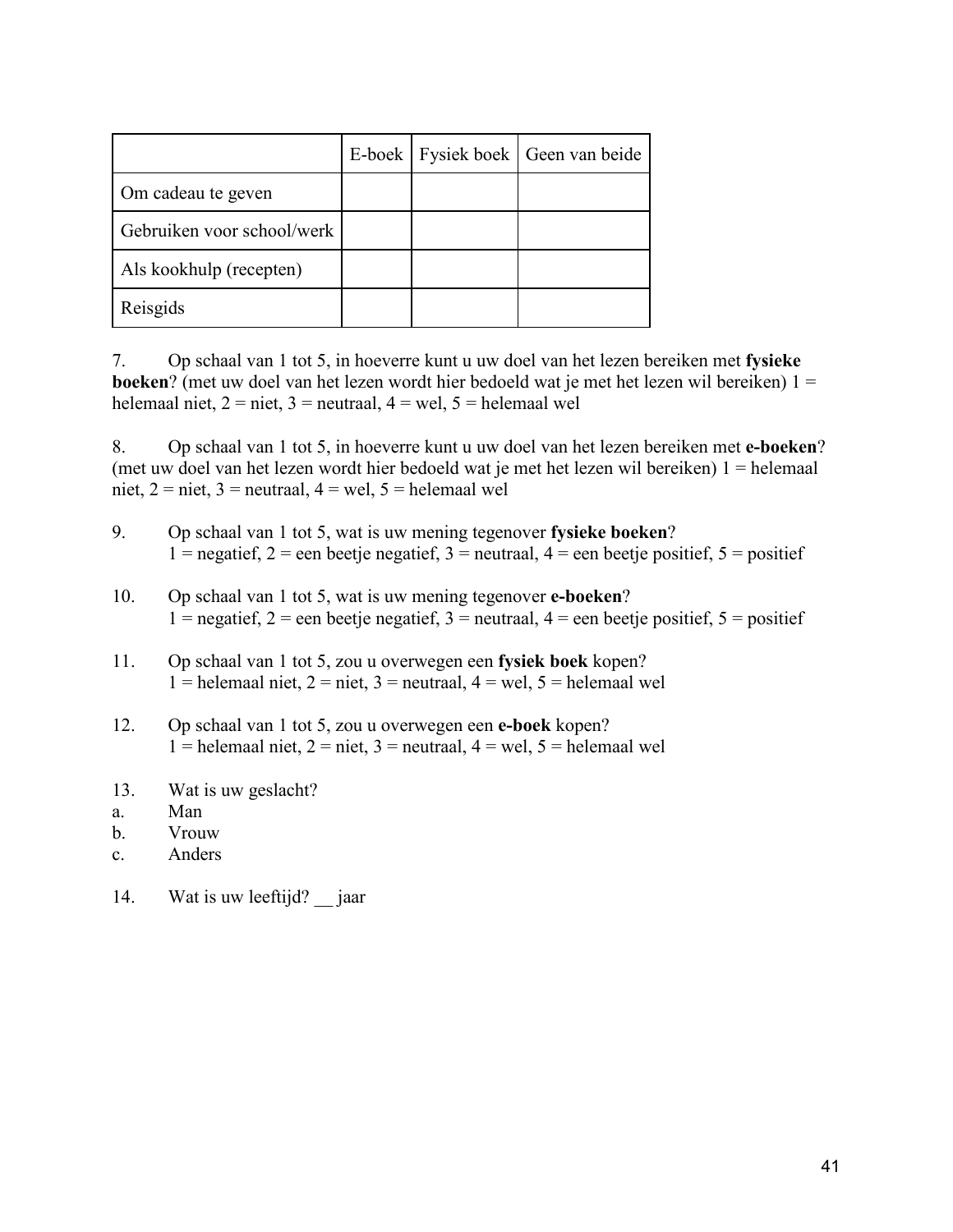| | E-boek | Fysiek boek | Geen van beide |
|---|---|---|---|
| Om cadeau te geven | | | |
| Gebruiken voor school/werk | | | |
| Als kookhulp (recepten) | | | |
| Reisgids | | | |

7. Op schaal van 1 tot 5, in hoeverre kunt u uw doel van het lezen bereiken met **fysieke boeken**? (met uw doel van het lezen wordt hier bedoeld wat je met het lezen wil bereiken) 1 = helemaal niet, 2 = niet, 3 = neutraal, 4 = wel, 5 = helemaal wel

8. Op schaal van 1 tot 5, in hoeverre kunt u uw doel van het lezen bereiken met **e-boeken**? (met uw doel van het lezen wordt hier bedoeld wat je met het lezen wil bereiken) 1 = helemaal niet, 2 = niet, 3 = neutraal, 4 = wel, 5 = helemaal wel

9. Op schaal van 1 tot 5, wat is uw mening tegenover **fysieke boeken**?
1 = negatief, 2 = een beetje negatief, 3 = neutraal, 4 = een beetje positief, 5 = positief

10. Op schaal van 1 tot 5, wat is uw mening tegenover **e-boeken**?
1 = negatief, 2 = een beetje negatief, 3 = neutraal, 4 = een beetje positief, 5 = positief

11. Op schaal van 1 tot 5, zou u overwegen een **fysiek boek** kopen?
1 = helemaal niet, 2 = niet, 3 = neutraal, 4 = wel, 5 = helemaal wel

12. Op schaal van 1 tot 5, zou u overwegen een **e-boek** kopen?
1 = helemaal niet, 2 = niet, 3 = neutraal, 4 = wel, 5 = helemaal wel

13. Wat is uw geslacht?
a. Man
b. Vrouw
c. Anders

14. Wat is uw leeftijd? __ jaar